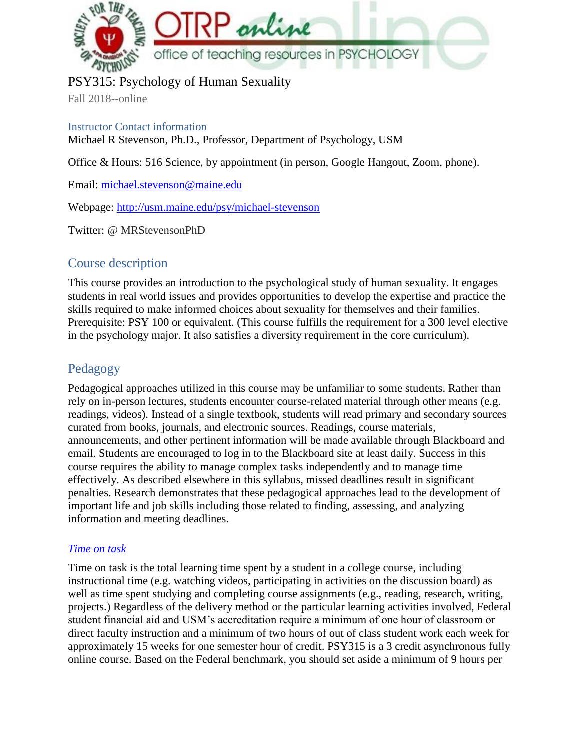# PSY315: Psychology of Human Sexuality

Fall 2018--online

## Instructor Contact information

Michael R Stevenson, Ph.D., Professor, Department of Psychology, USM

Office & Hours: 516 Science, by appointment (in person, Google Hangout, Zoom, phone).

Email: [michael.stevenson@maine.edu](mailto:michael.stevenson@maine.edu)

Webpage: [http://usm.maine.edu/psy/michael-stevenson](http://usm.maine.edu/psy/michael-stevenson)

Twitter: @ MRStevensonPhD

## Course description

This course provides an introduction to the psychological study of human sexuality. It engages students in real world issues and provides opportunities to develop the expertise and practice the skills required to make informed choices about sexuality for themselves and their families. Prerequisite: PSY 100 or equivalent. (This course fulfills the requirement for a 300 level elective in the psychology major. It also satisfies a diversity requirement in the core curriculum).

## Pedagogy

Pedagogical approaches utilized in this course may be unfamiliar to some students. Rather than rely on in-person lectures, students encounter course-related material through other means (e.g. readings, videos). Instead of a single textbook, students will read primary and secondary sources curated from books, journals, and electronic sources. Readings, course materials, announcements, and other pertinent information will be made available through Blackboard and email. Students are encouraged to log in to the Blackboard site at least daily. Success in this course requires the ability to manage complex tasks independently and to manage time effectively. As described elsewhere in this syllabus, missed deadlines result in significant penalties. Research demonstrates that these pedagogical approaches lead to the development of important life and job skills including those related to finding, assessing, and analyzing information and meeting deadlines.

### *Time on task*

Time on task is the total learning time spent by a student in a college course, including instructional time (e.g. watching videos, participating in activities on the discussion board) as well as time spent studying and completing course assignments (e.g., reading, research, writing, projects.) Regardless of the delivery method or the particular learning activities involved, Federal student financial aid and USM's accreditation require a minimum of one hour of classroom or direct faculty instruction and a minimum of two hours of out of class student work each week for approximately 15 weeks for one semester hour of credit. PSY315 is a 3 credit asynchronous fully online course. Based on the Federal benchmark, you should set aside a minimum of 9 hours per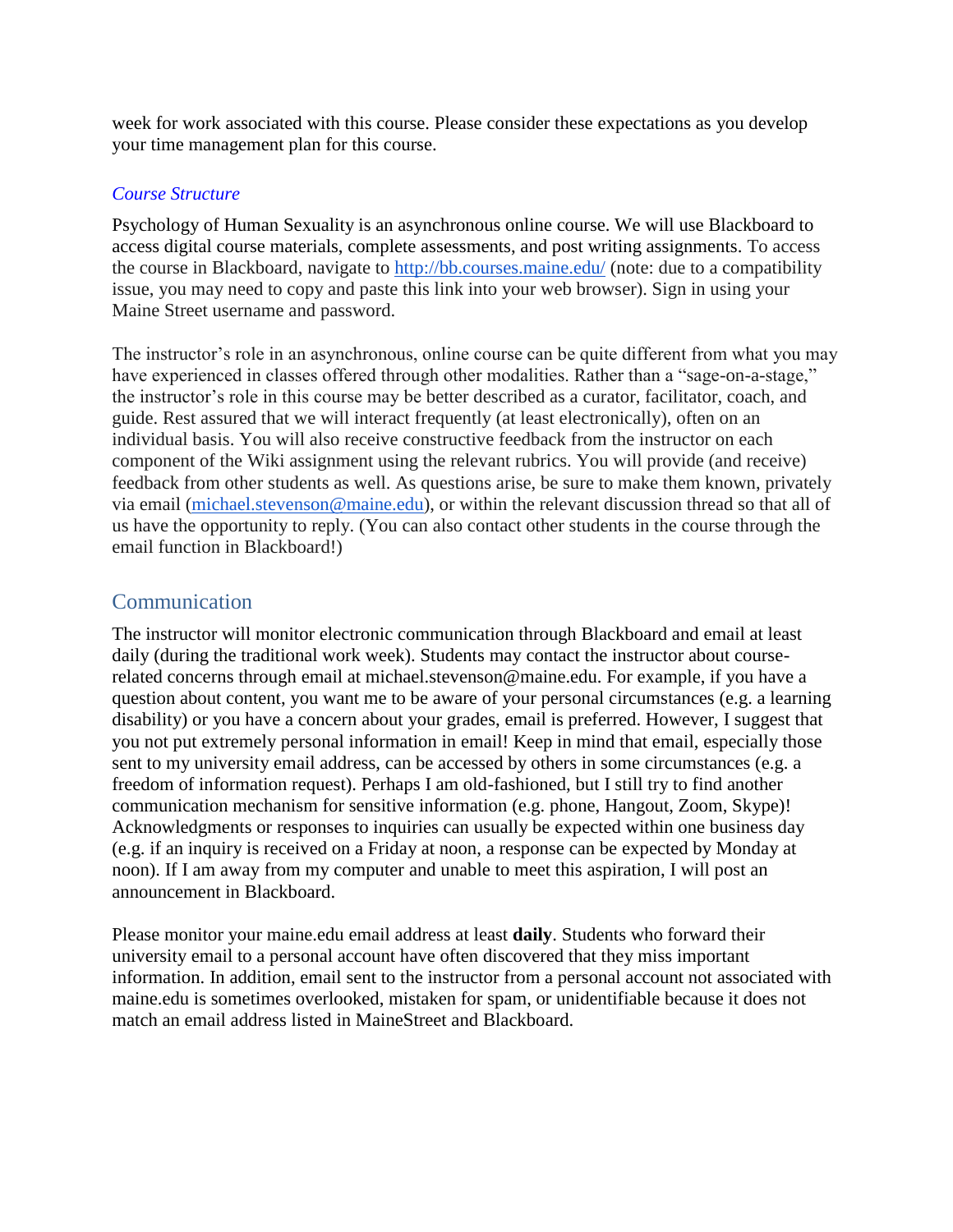week for work associated with this course. Please consider these expectations as you develop your time management plan for this course.

### *Course Structure*

Psychology of Human Sexuality is an asynchronous online course. We will use Blackboard to access digital course materials, complete assessments, and post writing assignments. To access the course in Blackboard, navigate to [http://bb.courses.maine.edu/](http://bb.courses.maine.edu/) (note: due to a compatibility issue, you may need to copy and paste this link into your web browser). Sign in using your Maine Street username and password.

The instructor's role in an asynchronous, online course can be quite different from what you may have experienced in classes offered through other modalities. Rather than a "sage-on-a-stage," the instructor's role in this course may be better described as a curator, facilitator, coach, and guide. Rest assured that we will interact frequently (at least electronically), often on an individual basis. You will also receive constructive feedback from the instructor on each component of the Wiki assignment using the relevant rubrics. You will provide (and receive) feedback from other students as well. As questions arise, be sure to make them known, privately via email ([michael.stevenson@maine.edu](mailto:michael.stevenson@maine.edu)), or within the relevant discussion thread so that all of us have the opportunity to reply. (You can also contact other students in the course through the email function in Blackboard!)

## Communication

The instructor will monitor electronic communication through Blackboard and email at least daily (during the traditional work week). Students may contact the instructor about course-related concerns through email at michael.stevenson@maine.edu. For example, if you have a question about content, you want me to be aware of your personal circumstances (e.g. a learning disability) or you have a concern about your grades, email is preferred. However, I suggest that you not put extremely personal information in email! Keep in mind that email, especially those sent to my university email address, can be accessed by others in some circumstances (e.g. a freedom of information request). Perhaps I am old-fashioned, but I still try to find another communication mechanism for sensitive information (e.g. phone, Hangout, Zoom, Skype)! Acknowledgments or responses to inquiries can usually be expected within one business day (e.g. if an inquiry is received on a Friday at noon, a response can be expected by Monday at noon). If I am away from my computer and unable to meet this aspiration, I will post an announcement in Blackboard.

Please monitor your maine.edu email address at least **daily**. Students who forward their university email to a personal account have often discovered that they miss important information. In addition, email sent to the instructor from a personal account not associated with maine.edu is sometimes overlooked, mistaken for spam, or unidentifiable because it does not match an email address listed in MaineStreet and Blackboard.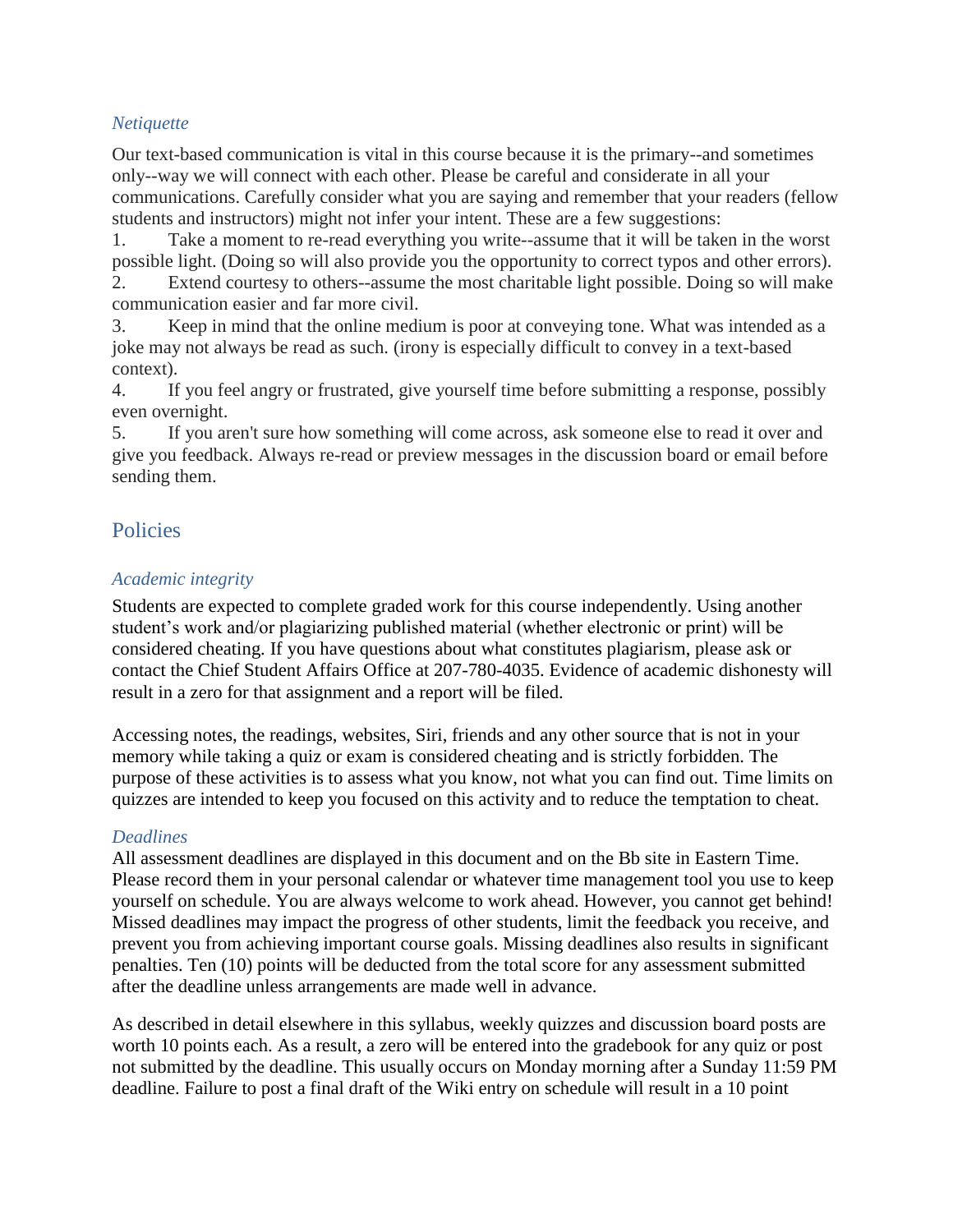### *Netiquette*

Our text-based communication is vital in this course because it is the primary--and sometimes only--way we will connect with each other. Please be careful and considerate in all your communications. Carefully consider what you are saying and remember that your readers (fellow students and instructors) might not infer your intent. These are a few suggestions:

1. Take a moment to re-read everything you write--assume that it will be taken in the worst possible light. (Doing so will also provide you the opportunity to correct typos and other errors).
2. Extend courtesy to others--assume the most charitable light possible. Doing so will make communication easier and far more civil.
3. Keep in mind that the online medium is poor at conveying tone. What was intended as a joke may not always be read as such. (irony is especially difficult to convey in a text-based context).
4. If you feel angry or frustrated, give yourself time before submitting a response, possibly even overnight.
5. If you aren't sure how something will come across, ask someone else to read it over and give you feedback. Always re-read or preview messages in the discussion board or email before sending them.

## Policies

### *Academic integrity*

Students are expected to complete graded work for this course independently. Using another student's work and/or plagiarizing published material (whether electronic or print) will be considered cheating. If you have questions about what constitutes plagiarism, please ask or contact the Chief Student Affairs Office at 207-780-4035. Evidence of academic dishonesty will result in a zero for that assignment and a report will be filed.

Accessing notes, the readings, websites, Siri, friends and any other source that is not in your memory while taking a quiz or exam is considered cheating and is strictly forbidden. The purpose of these activities is to assess what you know, not what you can find out. Time limits on quizzes are intended to keep you focused on this activity and to reduce the temptation to cheat.

### *Deadlines*

All assessment deadlines are displayed in this document and on the Bb site in Eastern Time. Please record them in your personal calendar or whatever time management tool you use to keep yourself on schedule. You are always welcome to work ahead. However, you cannot get behind! Missed deadlines may impact the progress of other students, limit the feedback you receive, and prevent you from achieving important course goals. Missing deadlines also results in significant penalties. Ten (10) points will be deducted from the total score for any assessment submitted after the deadline unless arrangements are made well in advance.

As described in detail elsewhere in this syllabus, weekly quizzes and discussion board posts are worth 10 points each. As a result, a zero will be entered into the gradebook for any quiz or post not submitted by the deadline. This usually occurs on Monday morning after a Sunday 11:59 PM deadline. Failure to post a final draft of the Wiki entry on schedule will result in a 10 point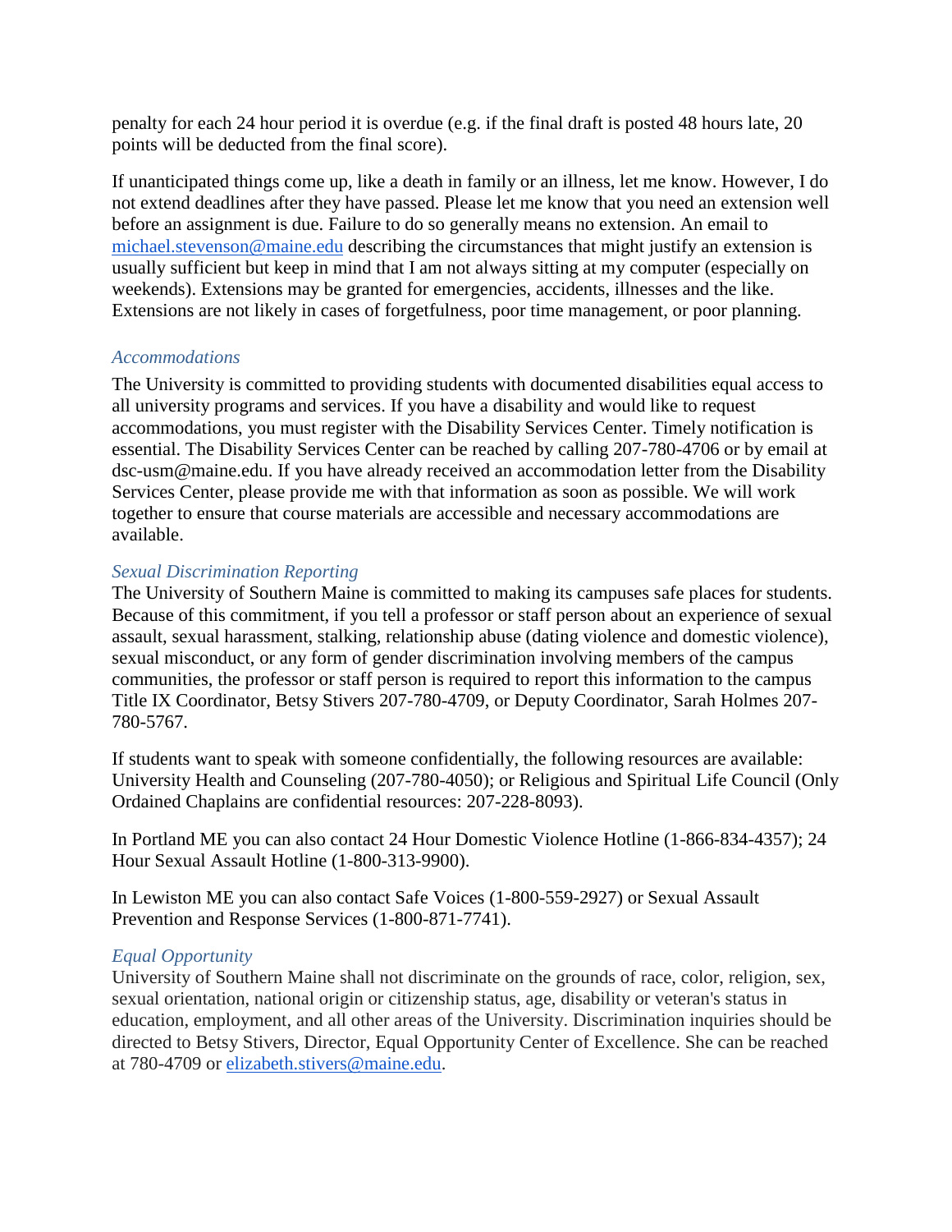penalty for each 24 hour period it is overdue (e.g. if the final draft is posted 48 hours late, 20 points will be deducted from the final score).

If unanticipated things come up, like a death in family or an illness, let me know. However, I do not extend deadlines after they have passed. Please let me know that you need an extension well before an assignment is due. Failure to do so generally means no extension. An email to michael.stevenson@maine.edu describing the circumstances that might justify an extension is usually sufficient but keep in mind that I am not always sitting at my computer (especially on weekends). Extensions may be granted for emergencies, accidents, illnesses and the like. Extensions are not likely in cases of forgetfulness, poor time management, or poor planning.

### *Accommodations*

The University is committed to providing students with documented disabilities equal access to all university programs and services. If you have a disability and would like to request accommodations, you must register with the Disability Services Center. Timely notification is essential. The Disability Services Center can be reached by calling 207-780-4706 or by email at dsc-usm@maine.edu. If you have already received an accommodation letter from the Disability Services Center, please provide me with that information as soon as possible. We will work together to ensure that course materials are accessible and necessary accommodations are available.

### *Sexual Discrimination Reporting*

The University of Southern Maine is committed to making its campuses safe places for students. Because of this commitment, if you tell a professor or staff person about an experience of sexual assault, sexual harassment, stalking, relationship abuse (dating violence and domestic violence), sexual misconduct, or any form of gender discrimination involving members of the campus communities, the professor or staff person is required to report this information to the campus Title IX Coordinator, Betsy Stivers 207-780-4709, or Deputy Coordinator, Sarah Holmes 207-780-5767.

If students want to speak with someone confidentially, the following resources are available: University Health and Counseling (207-780-4050); or Religious and Spiritual Life Council (Only Ordained Chaplains are confidential resources: 207-228-8093).

In Portland ME you can also contact 24 Hour Domestic Violence Hotline (1-866-834-4357); 24 Hour Sexual Assault Hotline (1-800-313-9900).

In Lewiston ME you can also contact Safe Voices (1-800-559-2927) or Sexual Assault Prevention and Response Services (1-800-871-7741).

### *Equal Opportunity*

University of Southern Maine shall not discriminate on the grounds of race, color, religion, sex, sexual orientation, national origin or citizenship status, age, disability or veteran's status in education, employment, and all other areas of the University. Discrimination inquiries should be directed to Betsy Stivers, Director, Equal Opportunity Center of Excellence. She can be reached at 780-4709 or elizabeth.stivers@maine.edu.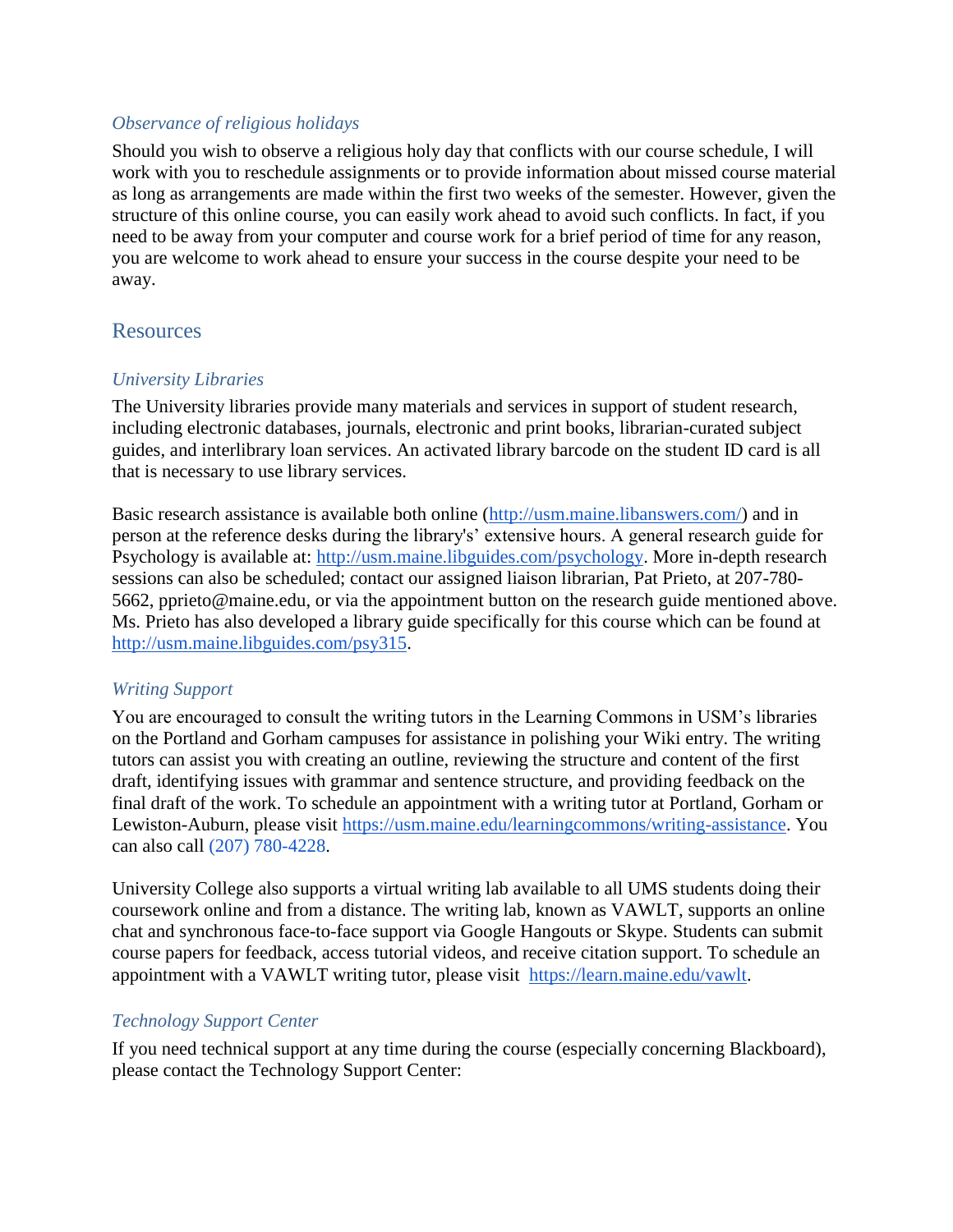### *Observance of religious holidays*

Should you wish to observe a religious holy day that conflicts with our course schedule, I will work with you to reschedule assignments or to provide information about missed course material as long as arrangements are made within the first two weeks of the semester. However, given the structure of this online course, you can easily work ahead to avoid such conflicts. In fact, if you need to be away from your computer and course work for a brief period of time for any reason, you are welcome to work ahead to ensure your success in the course despite your need to be away.

## Resources

### *University Libraries*

The University libraries provide many materials and services in support of student research, including electronic databases, journals, electronic and print books, librarian-curated subject guides, and interlibrary loan services. An activated library barcode on the student ID card is all that is necessary to use library services.

Basic research assistance is available both online (http://usm.maine.libanswers.com/) and in person at the reference desks during the library's' extensive hours. A general research guide for Psychology is available at: http://usm.maine.libguides.com/psychology. More in-depth research sessions can also be scheduled; contact our assigned liaison librarian, Pat Prieto, at 207-780-5662, pprieto@maine.edu, or via the appointment button on the research guide mentioned above. Ms. Prieto has also developed a library guide specifically for this course which can be found at http://usm.maine.libguides.com/psy315.

### *Writing Support*

You are encouraged to consult the writing tutors in the Learning Commons in USM's libraries on the Portland and Gorham campuses for assistance in polishing your Wiki entry. The writing tutors can assist you with creating an outline, reviewing the structure and content of the first draft, identifying issues with grammar and sentence structure, and providing feedback on the final draft of the work. To schedule an appointment with a writing tutor at Portland, Gorham or Lewiston-Auburn, please visit https://usm.maine.edu/learningcommons/writing-assistance. You can also call (207) 780-4228.

University College also supports a virtual writing lab available to all UMS students doing their coursework online and from a distance. The writing lab, known as VAWLT, supports an online chat and synchronous face-to-face support via Google Hangouts or Skype. Students can submit course papers for feedback, access tutorial videos, and receive citation support. To schedule an appointment with a VAWLT writing tutor, please visit https://learn.maine.edu/vawlt.

### *Technology Support Center*

If you need technical support at any time during the course (especially concerning Blackboard), please contact the Technology Support Center: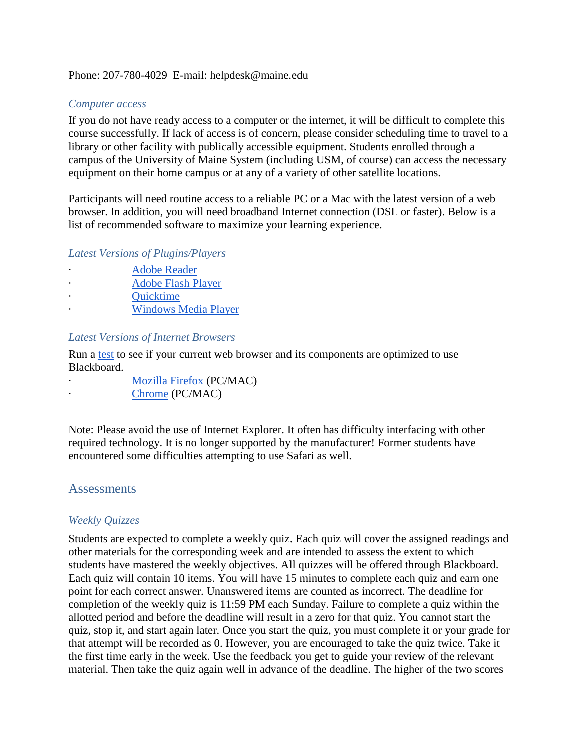Phone: 207-780-4029  E-mail: helpdesk@maine.edu

### *Computer access*

If you do not have ready access to a computer or the internet, it will be difficult to complete this course successfully. If lack of access is of concern, please consider scheduling time to travel to a library or other facility with publically accessible equipment. Students enrolled through a campus of the University of Maine System (including USM, of course) can access the necessary equipment on their home campus or at any of a variety of other satellite locations.

Participants will need routine access to a reliable PC or a Mac with the latest version of a web browser. In addition, you will need broadband Internet connection (DSL or faster). Below is a list of recommended software to maximize your learning experience.

### *Latest Versions of Plugins/Players*

- Adobe Reader
- Adobe Flash Player
- Quicktime
- Windows Media Player

### *Latest Versions of Internet Browsers*

Run a test to see if your current web browser and its components are optimized to use Blackboard.

- Mozilla Firefox (PC/MAC)
- Chrome (PC/MAC)

Note: Please avoid the use of Internet Explorer. It often has difficulty interfacing with other required technology. It is no longer supported by the manufacturer! Former students have encountered some difficulties attempting to use Safari as well.

## Assessments

### *Weekly Quizzes*

Students are expected to complete a weekly quiz. Each quiz will cover the assigned readings and other materials for the corresponding week and are intended to assess the extent to which students have mastered the weekly objectives. All quizzes will be offered through Blackboard. Each quiz will contain 10 items. You will have 15 minutes to complete each quiz and earn one point for each correct answer. Unanswered items are counted as incorrect. The deadline for completion of the weekly quiz is 11:59 PM each Sunday. Failure to complete a quiz within the allotted period and before the deadline will result in a zero for that quiz. You cannot start the quiz, stop it, and start again later. Once you start the quiz, you must complete it or your grade for that attempt will be recorded as 0. However, you are encouraged to take the quiz twice. Take it the first time early in the week. Use the feedback you get to guide your review of the relevant material. Then take the quiz again well in advance of the deadline. The higher of the two scores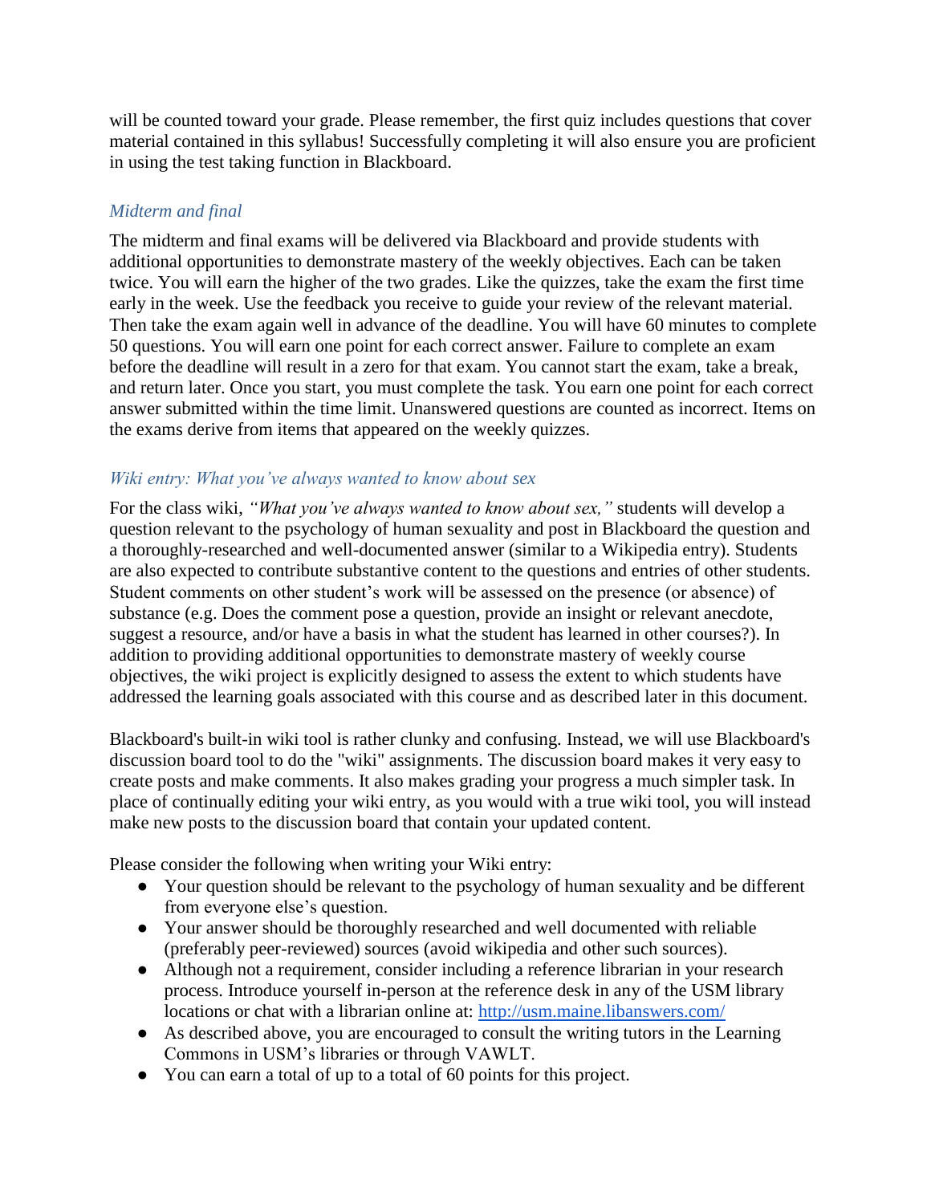will be counted toward your grade. Please remember, the first quiz includes questions that cover material contained in this syllabus! Successfully completing it will also ensure you are proficient in using the test taking function in Blackboard.

### *Midterm and final*

The midterm and final exams will be delivered via Blackboard and provide students with additional opportunities to demonstrate mastery of the weekly objectives. Each can be taken twice. You will earn the higher of the two grades. Like the quizzes, take the exam the first time early in the week. Use the feedback you receive to guide your review of the relevant material. Then take the exam again well in advance of the deadline. You will have 60 minutes to complete 50 questions. You will earn one point for each correct answer. Failure to complete an exam before the deadline will result in a zero for that exam. You cannot start the exam, take a break, and return later. Once you start, you must complete the task. You earn one point for each correct answer submitted within the time limit. Unanswered questions are counted as incorrect. Items on the exams derive from items that appeared on the weekly quizzes.

### *Wiki entry: What you've always wanted to know about sex*

For the class wiki, *"What you've always wanted to know about sex,"* students will develop a question relevant to the psychology of human sexuality and post in Blackboard the question and a thoroughly-researched and well-documented answer (similar to a Wikipedia entry). Students are also expected to contribute substantive content to the questions and entries of other students. Student comments on other student's work will be assessed on the presence (or absence) of substance (e.g. Does the comment pose a question, provide an insight or relevant anecdote, suggest a resource, and/or have a basis in what the student has learned in other courses?). In addition to providing additional opportunities to demonstrate mastery of weekly course objectives, the wiki project is explicitly designed to assess the extent to which students have addressed the learning goals associated with this course and as described later in this document.

Blackboard's built-in wiki tool is rather clunky and confusing. Instead, we will use Blackboard's discussion board tool to do the "wiki" assignments. The discussion board makes it very easy to create posts and make comments. It also makes grading your progress a much simpler task. In place of continually editing your wiki entry, as you would with a true wiki tool, you will instead make new posts to the discussion board that contain your updated content.

Please consider the following when writing your Wiki entry:

- Your question should be relevant to the psychology of human sexuality and be different from everyone else's question.
- Your answer should be thoroughly researched and well documented with reliable (preferably peer-reviewed) sources (avoid wikipedia and other such sources).
- Although not a requirement, consider including a reference librarian in your research process. Introduce yourself in-person at the reference desk in any of the USM library locations or chat with a librarian online at: [http://usm.maine.libanswers.com/](http://usm.maine.libanswers.com/)
- As described above, you are encouraged to consult the writing tutors in the Learning Commons in USM's libraries or through VAWLT.
- You can earn a total of up to a total of 60 points for this project.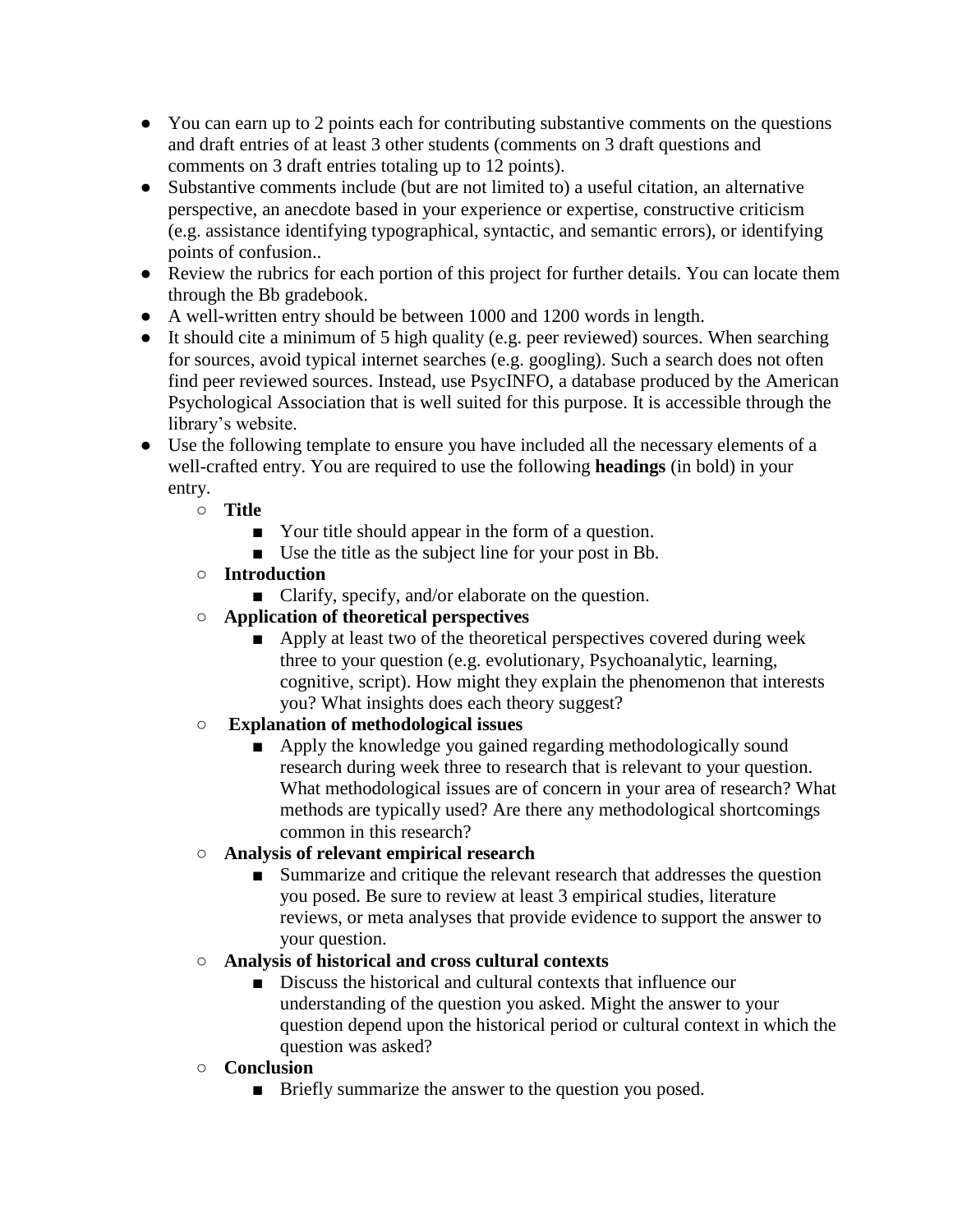- You can earn up to 2 points each for contributing substantive comments on the questions and draft entries of at least 3 other students (comments on 3 draft questions and comments on 3 draft entries totaling up to 12 points).
- Substantive comments include (but are not limited to) a useful citation, an alternative perspective, an anecdote based in your experience or expertise, constructive criticism (e.g. assistance identifying typographical, syntactic, and semantic errors), or identifying points of confusion..
- Review the rubrics for each portion of this project for further details. You can locate them through the Bb gradebook.
- A well-written entry should be between 1000 and 1200 words in length.
- It should cite a minimum of 5 high quality (e.g. peer reviewed) sources. When searching for sources, avoid typical internet searches (e.g. googling). Such a search does not often find peer reviewed sources. Instead, use PsycINFO, a database produced by the American Psychological Association that is well suited for this purpose. It is accessible through the library's website.
- Use the following template to ensure you have included all the necessary elements of a well-crafted entry. You are required to use the following **headings** (in bold) in your entry.
  - **Title**
    - Your title should appear in the form of a question.
    - Use the title as the subject line for your post in Bb.
  - **Introduction**
    - Clarify, specify, and/or elaborate on the question.
  - **Application of theoretical perspectives**
    - Apply at least two of the theoretical perspectives covered during week three to your question (e.g. evolutionary, Psychoanalytic, learning, cognitive, script). How might they explain the phenomenon that interests you? What insights does each theory suggest?
  - **Explanation of methodological issues**
    - Apply the knowledge you gained regarding methodologically sound research during week three to research that is relevant to your question. What methodological issues are of concern in your area of research? What methods are typically used? Are there any methodological shortcomings common in this research?
  - **Analysis of relevant empirical research**
    - Summarize and critique the relevant research that addresses the question you posed. Be sure to review at least 3 empirical studies, literature reviews, or meta analyses that provide evidence to support the answer to your question.
  - **Analysis of historical and cross cultural contexts**
    - Discuss the historical and cultural contexts that influence our understanding of the question you asked. Might the answer to your question depend upon the historical period or cultural context in which the question was asked?
  - **Conclusion**
    - Briefly summarize the answer to the question you posed.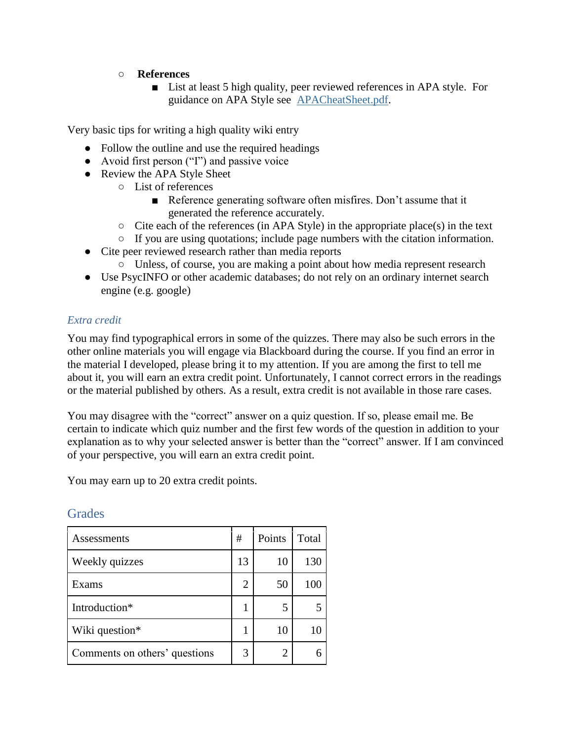- **References**
  - List at least 5 high quality, peer reviewed references in APA style. For guidance on APA Style see [APACheatSheet.pdf](APACheatSheet.pdf).

Very basic tips for writing a high quality wiki entry

- Follow the outline and use the required headings
- Avoid first person ("I") and passive voice
- Review the APA Style Sheet
  - List of references
    - Reference generating software often misfires. Don't assume that it generated the reference accurately.
  - Cite each of the references (in APA Style) in the appropriate place(s) in the text
  - If you are using quotations; include page numbers with the citation information.
- Cite peer reviewed research rather than media reports
  - Unless, of course, you are making a point about how media represent research
- Use PsycINFO or other academic databases; do not rely on an ordinary internet search engine (e.g. google)

### *Extra credit*

You may find typographical errors in some of the quizzes. There may also be such errors in the other online materials you will engage via Blackboard during the course. If you find an error in the material I developed, please bring it to my attention. If you are among the first to tell me about it, you will earn an extra credit point. Unfortunately, I cannot correct errors in the readings or the material published by others. As a result, extra credit is not available in those rare cases.

You may disagree with the "correct" answer on a quiz question. If so, please email me. Be certain to indicate which quiz number and the first few words of the question in addition to your explanation as to why your selected answer is better than the "correct" answer. If I am convinced of your perspective, you will earn an extra credit point.

You may earn up to 20 extra credit points.

## Grades

| Assessments | # | Points | Total |
|---|---|---|---|
| Weekly quizzes | 13 | 10 | 130 |
| Exams | 2 | 50 | 100 |
| Introduction* | 1 | 5 | 5 |
| Wiki question* | 1 | 10 | 10 |
| Comments on others' questions | 3 | 2 | 6 |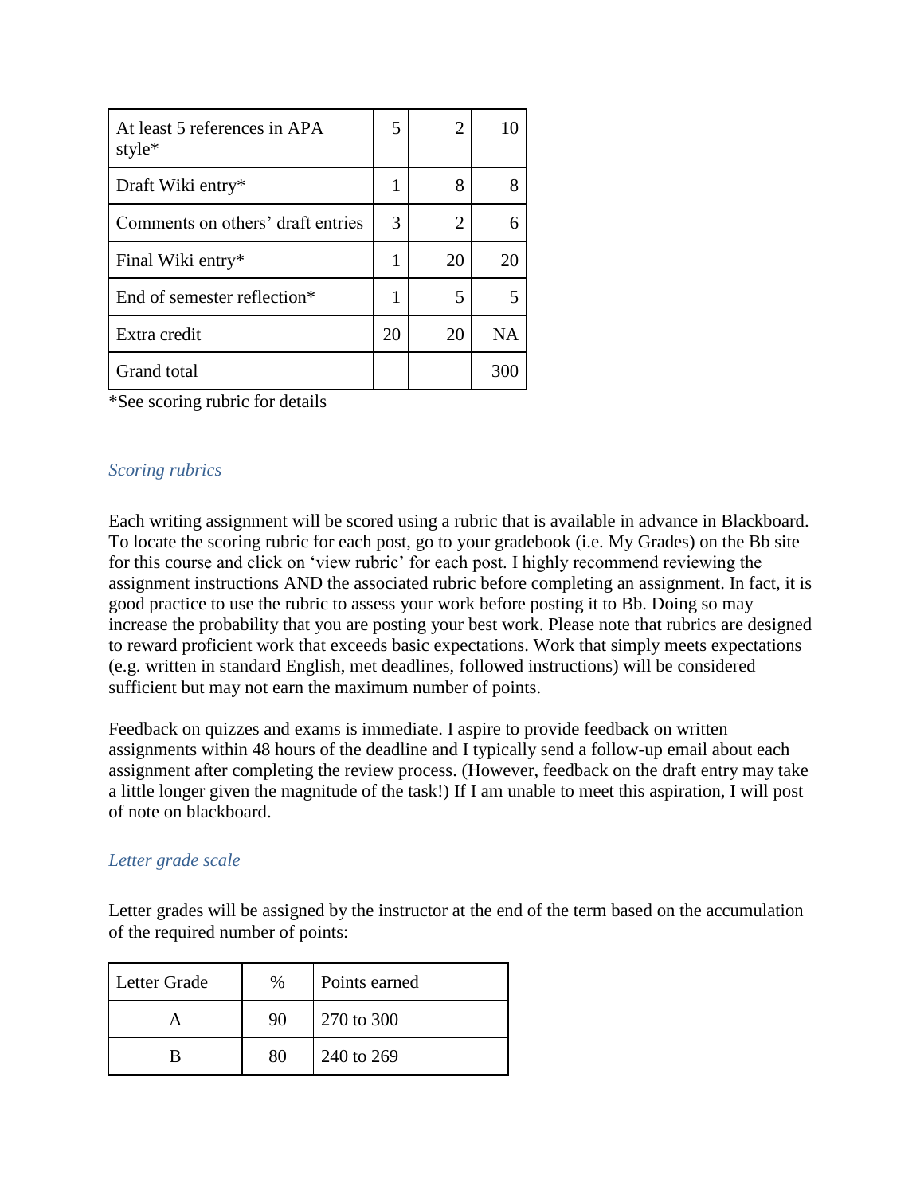| At least 5 references in APA style* | 5 | 2 | 10 |
|---|---|---|---|
| Draft Wiki entry* | 1 | 8 | 8 |
| Comments on others' draft entries | 3 | 2 | 6 |
| Final Wiki entry* | 1 | 20 | 20 |
| End of semester reflection* | 1 | 5 | 5 |
| Extra credit | 20 | 20 | NA |
| Grand total | | | 300 |

*See scoring rubric for details

### *Scoring rubrics*

Each writing assignment will be scored using a rubric that is available in advance in Blackboard. To locate the scoring rubric for each post, go to your gradebook (i.e. My Grades) on the Bb site for this course and click on 'view rubric' for each post. I highly recommend reviewing the assignment instructions AND the associated rubric before completing an assignment. In fact, it is good practice to use the rubric to assess your work before posting it to Bb. Doing so may increase the probability that you are posting your best work. Please note that rubrics are designed to reward proficient work that exceeds basic expectations. Work that simply meets expectations (e.g. written in standard English, met deadlines, followed instructions) will be considered sufficient but may not earn the maximum number of points.

Feedback on quizzes and exams is immediate. I aspire to provide feedback on written assignments within 48 hours of the deadline and I typically send a follow-up email about each assignment after completing the review process. (However, feedback on the draft entry may take a little longer given the magnitude of the task!) If I am unable to meet this aspiration, I will post of note on blackboard.

### *Letter grade scale*

Letter grades will be assigned by the instructor at the end of the term based on the accumulation of the required number of points:

| Letter Grade | % | Points earned |
|---|---|---|
| A | 90 | 270 to 300 |
| B | 80 | 240 to 269 |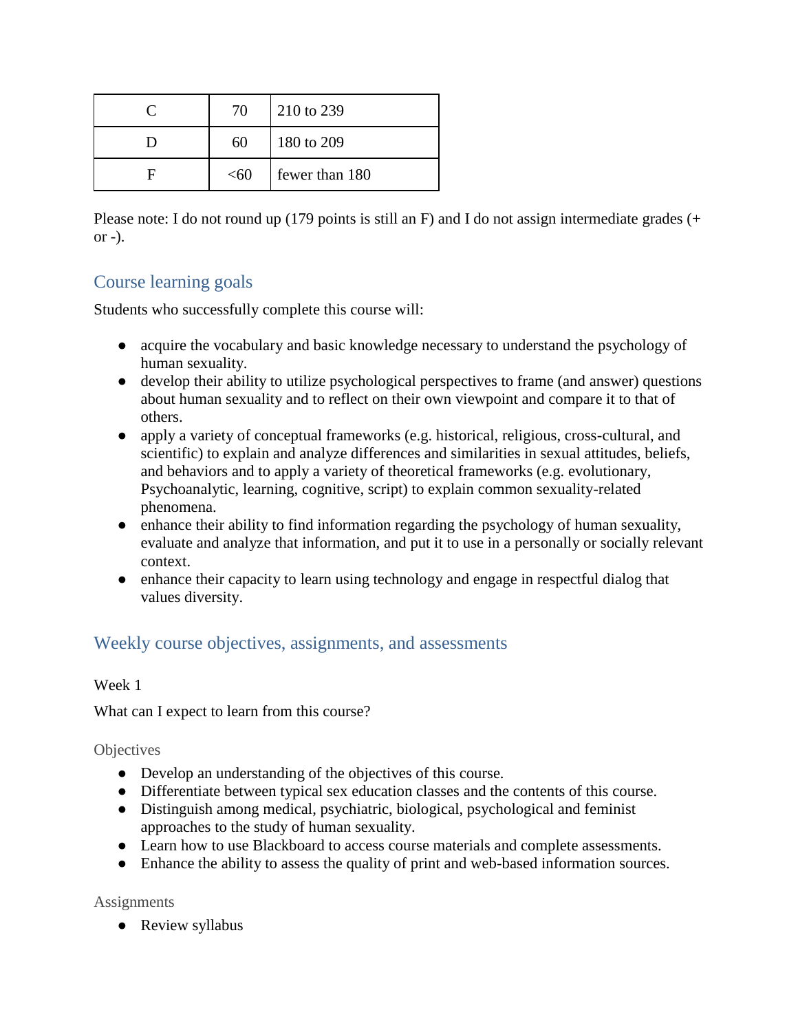| C | 70 | 210 to 239 |
|---|---|---|
| D | 60 | 180 to 209 |
| F | <60 | fewer than 180 |

Please note: I do not round up (179 points is still an F) and I do not assign intermediate grades (+ or -).

## Course learning goals

Students who successfully complete this course will:

- acquire the vocabulary and basic knowledge necessary to understand the psychology of human sexuality.
- develop their ability to utilize psychological perspectives to frame (and answer) questions about human sexuality and to reflect on their own viewpoint and compare it to that of others.
- apply a variety of conceptual frameworks (e.g. historical, religious, cross-cultural, and scientific) to explain and analyze differences and similarities in sexual attitudes, beliefs, and behaviors and to apply a variety of theoretical frameworks (e.g. evolutionary, Psychoanalytic, learning, cognitive, script) to explain common sexuality-related phenomena.
- enhance their ability to find information regarding the psychology of human sexuality, evaluate and analyze that information, and put it to use in a personally or socially relevant context.
- enhance their capacity to learn using technology and engage in respectful dialog that values diversity.

## Weekly course objectives, assignments, and assessments

Week 1

What can I expect to learn from this course?

### Objectives

- Develop an understanding of the objectives of this course.
- Differentiate between typical sex education classes and the contents of this course.
- Distinguish among medical, psychiatric, biological, psychological and feminist approaches to the study of human sexuality.
- Learn how to use Blackboard to access course materials and complete assessments.
- Enhance the ability to assess the quality of print and web-based information sources.

### Assignments

- Review syllabus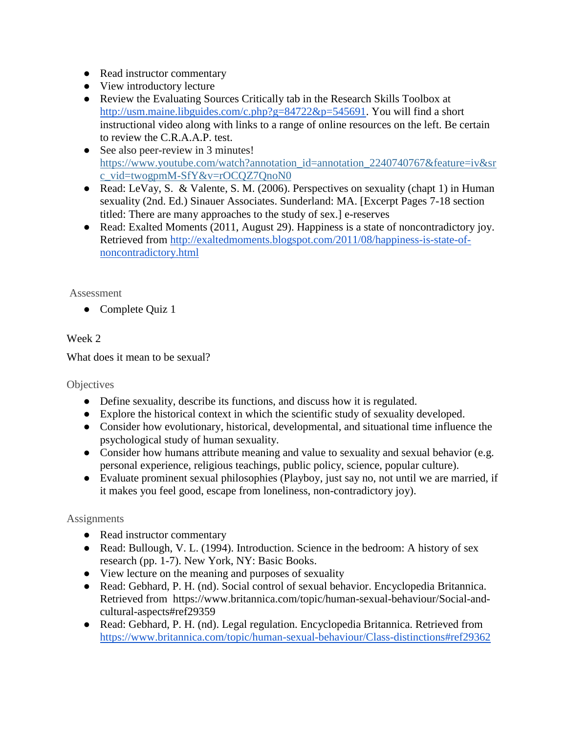- Read instructor commentary
- View introductory lecture
- Review the Evaluating Sources Critically tab in the Research Skills Toolbox at [http://usm.maine.libguides.com/c.php?g=84722&p=545691](http://usm.maine.libguides.com/c.php?g=84722&p=545691). You will find a short instructional video along with links to a range of online resources on the left. Be certain to review the C.R.A.A.P. test.
- See also peer-review in 3 minutes! [https://www.youtube.com/watch?annotation_id=annotation_2240740767&feature=iv&src_vid=twogpmM-SfY&v=rOCQZ7QnoN0](https://www.youtube.com/watch?annotation_id=annotation_2240740767&feature=iv&src_vid=twogpmM-SfY&v=rOCQZ7QnoN0)
- Read: LeVay, S. & Valente, S. M. (2006). Perspectives on sexuality (chapt 1) in Human sexuality (2nd. Ed.) Sinauer Associates. Sunderland: MA. [Excerpt Pages 7-18 section titled: There are many approaches to the study of sex.] e-reserves
- Read: Exalted Moments (2011, August 29). Happiness is a state of noncontradictory joy. Retrieved from [http://exaltedmoments.blogspot.com/2011/08/happiness-is-state-of-noncontradictory.html](http://exaltedmoments.blogspot.com/2011/08/happiness-is-state-of-noncontradictory.html)

### Assessment

- Complete Quiz 1

## Week 2

What does it mean to be sexual?

### Objectives

- Define sexuality, describe its functions, and discuss how it is regulated.
- Explore the historical context in which the scientific study of sexuality developed.
- Consider how evolutionary, historical, developmental, and situational time influence the psychological study of human sexuality.
- Consider how humans attribute meaning and value to sexuality and sexual behavior (e.g. personal experience, religious teachings, public policy, science, popular culture).
- Evaluate prominent sexual philosophies (Playboy, just say no, not until we are married, if it makes you feel good, escape from loneliness, non-contradictory joy).

### Assignments

- Read instructor commentary
- Read: Bullough, V. L. (1994). Introduction. Science in the bedroom: A history of sex research (pp. 1-7). New York, NY: Basic Books.
- View lecture on the meaning and purposes of sexuality
- Read: Gebhard, P. H. (nd). Social control of sexual behavior. Encyclopedia Britannica. Retrieved from https://www.britannica.com/topic/human-sexual-behaviour/Social-and-cultural-aspects#ref29359
- Read: Gebhard, P. H. (nd). Legal regulation. Encyclopedia Britannica. Retrieved from [https://www.britannica.com/topic/human-sexual-behaviour/Class-distinctions#ref29362](https://www.britannica.com/topic/human-sexual-behaviour/Class-distinctions#ref29362)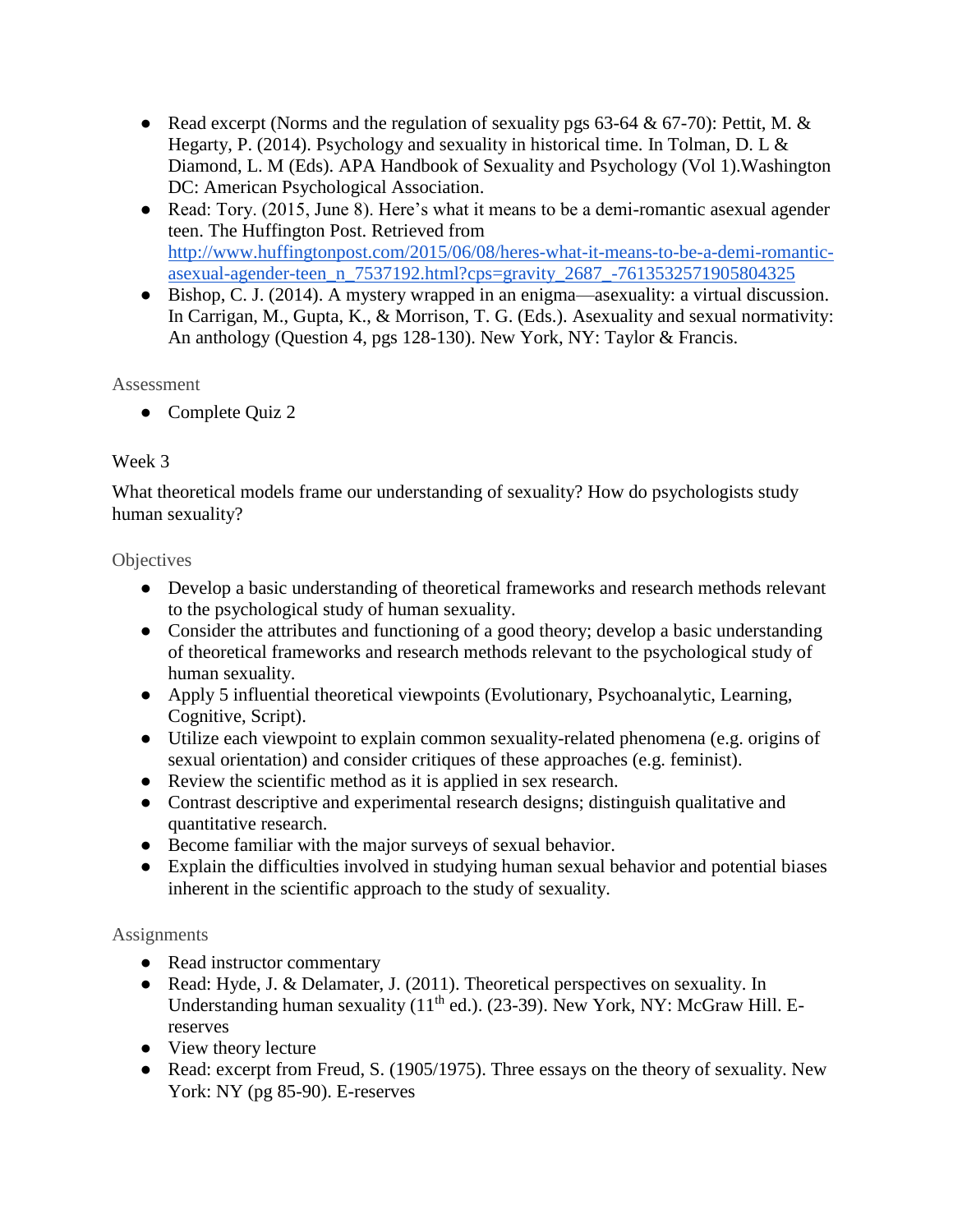- Read excerpt (Norms and the regulation of sexuality pgs 63-64 & 67-70): Pettit, M. & Hegarty, P. (2014). Psychology and sexuality in historical time. In Tolman, D. L & Diamond, L. M (Eds). APA Handbook of Sexuality and Psychology (Vol 1).Washington DC: American Psychological Association.
- Read: Tory. (2015, June 8). Here's what it means to be a demi-romantic asexual agender teen. The Huffington Post. Retrieved from [http://www.huffingtonpost.com/2015/06/08/heres-what-it-means-to-be-a-demi-romantic-asexual-agender-teen_n_7537192.html?cps=gravity_2687_-7613532571905804325](http://www.huffingtonpost.com/2015/06/08/heres-what-it-means-to-be-a-demi-romantic-asexual-agender-teen_n_7537192.html?cps=gravity_2687_-7613532571905804325)
- Bishop, C. J. (2014). A mystery wrapped in an enigma—asexuality: a virtual discussion. In Carrigan, M., Gupta, K., & Morrison, T. G. (Eds.). Asexuality and sexual normativity: An anthology (Question 4, pgs 128-130). New York, NY: Taylor & Francis.

### Assessment

- Complete Quiz 2

## Week 3

What theoretical models frame our understanding of sexuality? How do psychologists study human sexuality?

### Objectives

- Develop a basic understanding of theoretical frameworks and research methods relevant to the psychological study of human sexuality.
- Consider the attributes and functioning of a good theory; develop a basic understanding of theoretical frameworks and research methods relevant to the psychological study of human sexuality.
- Apply 5 influential theoretical viewpoints (Evolutionary, Psychoanalytic, Learning, Cognitive, Script).
- Utilize each viewpoint to explain common sexuality-related phenomena (e.g. origins of sexual orientation) and consider critiques of these approaches (e.g. feminist).
- Review the scientific method as it is applied in sex research.
- Contrast descriptive and experimental research designs; distinguish qualitative and quantitative research.
- Become familiar with the major surveys of sexual behavior.
- Explain the difficulties involved in studying human sexual behavior and potential biases inherent in the scientific approach to the study of sexuality.

### Assignments

- Read instructor commentary
- Read: Hyde, J. & Delamater, J. (2011). Theoretical perspectives on sexuality. In Understanding human sexuality (11th ed.). (23-39). New York, NY: McGraw Hill. E-reserves
- View theory lecture
- Read: excerpt from Freud, S. (1905/1975). Three essays on the theory of sexuality. New York: NY (pg 85-90). E-reserves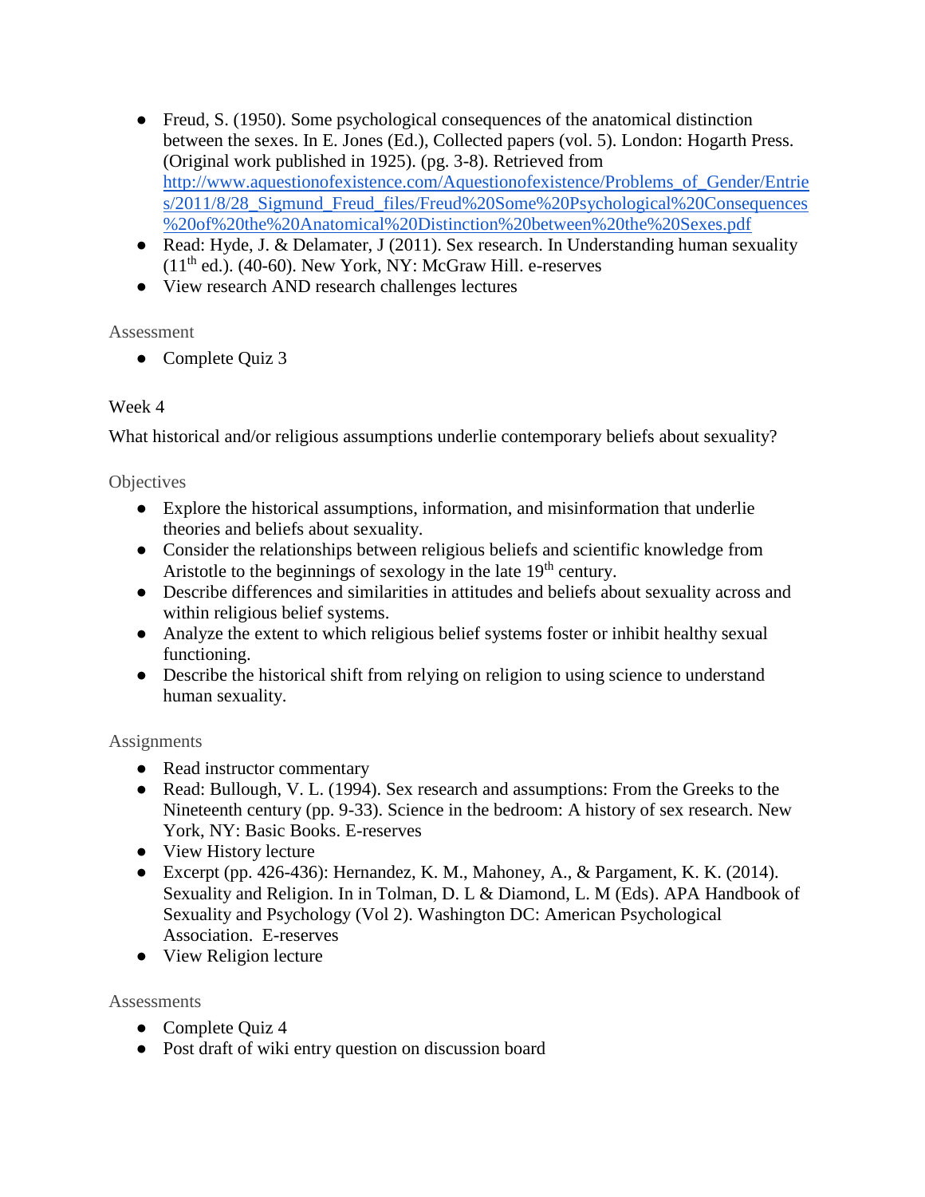- Freud, S. (1950). Some psychological consequences of the anatomical distinction between the sexes. In E. Jones (Ed.), Collected papers (vol. 5). London: Hogarth Press. (Original work published in 1925). (pg. 3-8). Retrieved from http://www.aquestionofexistence.com/Aquestionofexistence/Problems_of_Gender/Entries/2011/8/28_Sigmund_Freud_files/Freud%20Some%20Psychological%20Consequences%20of%20the%20Anatomical%20Distinction%20between%20the%20Sexes.pdf
- Read: Hyde, J. & Delamater, J (2011). Sex research. In Understanding human sexuality (11th ed.). (40-60). New York, NY: McGraw Hill. e-reserves
- View research AND research challenges lectures

Assessment

- Complete Quiz 3

Week 4

What historical and/or religious assumptions underlie contemporary beliefs about sexuality?

Objectives

- Explore the historical assumptions, information, and misinformation that underlie theories and beliefs about sexuality.
- Consider the relationships between religious beliefs and scientific knowledge from Aristotle to the beginnings of sexology in the late 19th century.
- Describe differences and similarities in attitudes and beliefs about sexuality across and within religious belief systems.
- Analyze the extent to which religious belief systems foster or inhibit healthy sexual functioning.
- Describe the historical shift from relying on religion to using science to understand human sexuality.

Assignments

- Read instructor commentary
- Read: Bullough, V. L. (1994). Sex research and assumptions: From the Greeks to the Nineteenth century (pp. 9-33). Science in the bedroom: A history of sex research. New York, NY: Basic Books. E-reserves
- View History lecture
- Excerpt (pp. 426-436): Hernandez, K. M., Mahoney, A., & Pargament, K. K. (2014). Sexuality and Religion. In in Tolman, D. L & Diamond, L. M (Eds). APA Handbook of Sexuality and Psychology (Vol 2). Washington DC: American Psychological Association. E-reserves
- View Religion lecture

Assessments

- Complete Quiz 4
- Post draft of wiki entry question on discussion board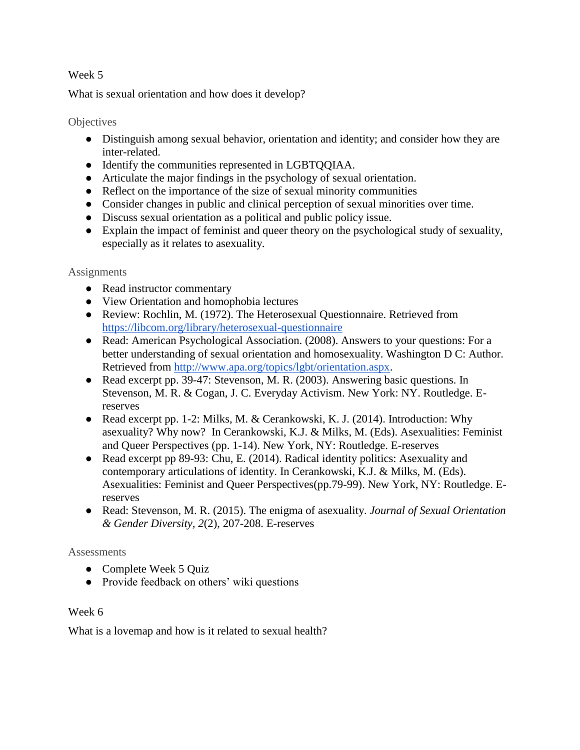## Week 5

What is sexual orientation and how does it develop?

### Objectives

- Distinguish among sexual behavior, orientation and identity; and consider how they are inter-related.
- Identify the communities represented in LGBTQQIAA.
- Articulate the major findings in the psychology of sexual orientation.
- Reflect on the importance of the size of sexual minority communities
- Consider changes in public and clinical perception of sexual minorities over time.
- Discuss sexual orientation as a political and public policy issue.
- Explain the impact of feminist and queer theory on the psychological study of sexuality, especially as it relates to asexuality.

### Assignments

- Read instructor commentary
- View Orientation and homophobia lectures
- Review: Rochlin, M. (1972). The Heterosexual Questionnaire. Retrieved from [https://libcom.org/library/heterosexual-questionnaire](https://libcom.org/library/heterosexual-questionnaire)
- Read: American Psychological Association. (2008). Answers to your questions: For a better understanding of sexual orientation and homosexuality. Washington D C: Author. Retrieved from [http://www.apa.org/topics/lgbt/orientation.aspx](http://www.apa.org/topics/lgbt/orientation.aspx).
- Read excerpt pp. 39-47: Stevenson, M. R. (2003). Answering basic questions. In Stevenson, M. R. & Cogan, J. C. Everyday Activism. New York: NY. Routledge. E-reserves
- Read excerpt pp. 1-2: Milks, M. & Cerankowski, K. J. (2014). Introduction: Why asexuality? Why now? In Cerankowski, K.J. & Milks, M. (Eds). Asexualities: Feminist and Queer Perspectives (pp. 1-14). New York, NY: Routledge. E-reserves
- Read excerpt pp 89-93: Chu, E. (2014). Radical identity politics: Asexuality and contemporary articulations of identity. In Cerankowski, K.J. & Milks, M. (Eds). Asexualities: Feminist and Queer Perspectives(pp.79-99). New York, NY: Routledge. E-reserves
- Read: Stevenson, M. R. (2015). The enigma of asexuality. *Journal of Sexual Orientation & Gender Diversity, 2*(2), 207-208. E-reserves

### Assessments

- Complete Week 5 Quiz
- Provide feedback on others' wiki questions

## Week 6

What is a lovemap and how is it related to sexual health?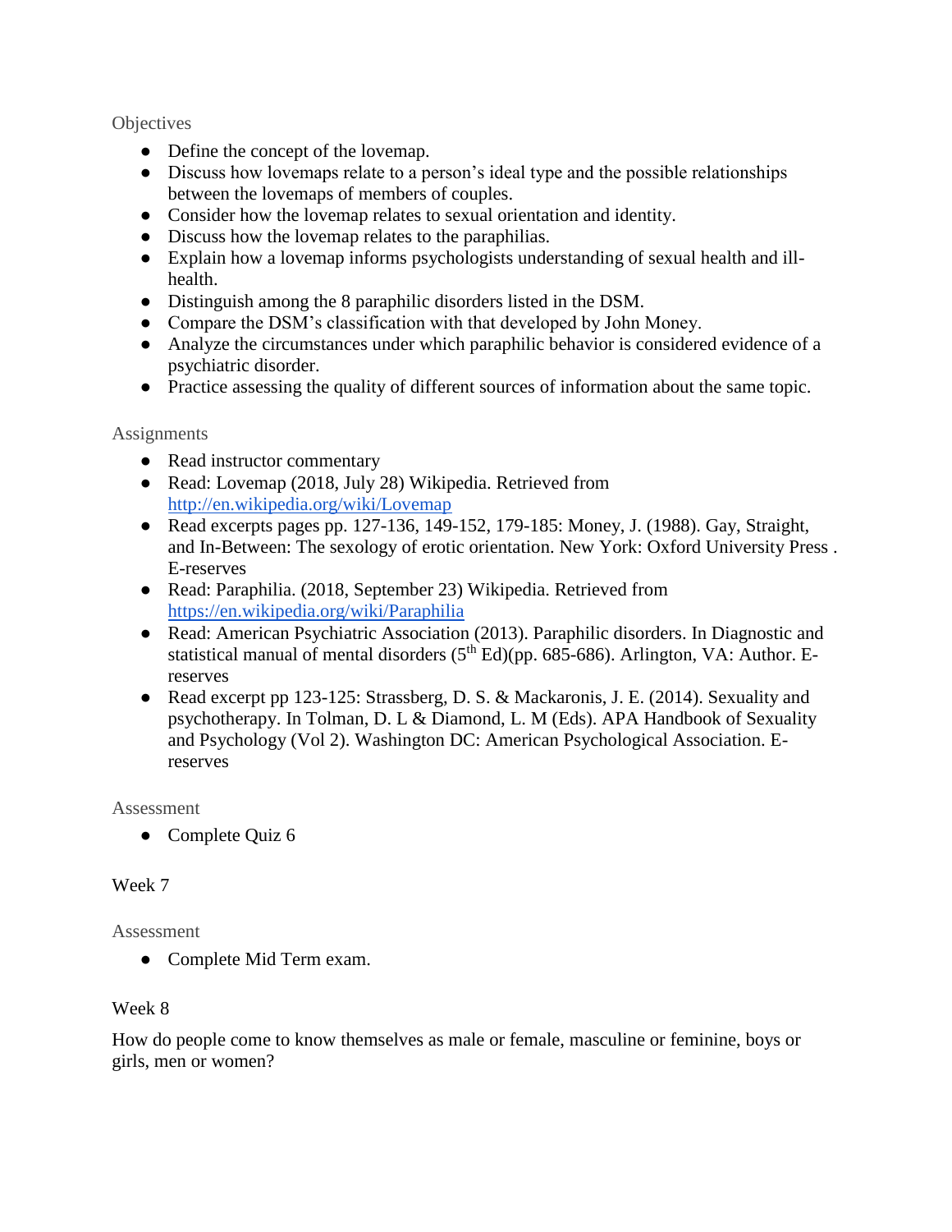### Objectives

- Define the concept of the lovemap.
- Discuss how lovemaps relate to a person's ideal type and the possible relationships between the lovemaps of members of couples.
- Consider how the lovemap relates to sexual orientation and identity.
- Discuss how the lovemap relates to the paraphilias.
- Explain how a lovemap informs psychologists understanding of sexual health and ill-health.
- Distinguish among the 8 paraphilic disorders listed in the DSM.
- Compare the DSM's classification with that developed by John Money.
- Analyze the circumstances under which paraphilic behavior is considered evidence of a psychiatric disorder.
- Practice assessing the quality of different sources of information about the same topic.

### Assignments

- Read instructor commentary
- Read: Lovemap (2018, July 28) Wikipedia. Retrieved from [http://en.wikipedia.org/wiki/Lovemap](http://en.wikipedia.org/wiki/Lovemap)
- Read excerpts pages pp. 127-136, 149-152, 179-185: Money, J. (1988). Gay, Straight, and In-Between: The sexology of erotic orientation. New York: Oxford University Press . E-reserves
- Read: Paraphilia. (2018, September 23) Wikipedia. Retrieved from [https://en.wikipedia.org/wiki/Paraphilia](https://en.wikipedia.org/wiki/Paraphilia)
- Read: American Psychiatric Association (2013). Paraphilic disorders. In Diagnostic and statistical manual of mental disorders (5th Ed)(pp. 685-686). Arlington, VA: Author. E-reserves
- Read excerpt pp 123-125: Strassberg, D. S. & Mackaronis, J. E. (2014). Sexuality and psychotherapy. In Tolman, D. L & Diamond, L. M (Eds). APA Handbook of Sexuality and Psychology (Vol 2). Washington DC: American Psychological Association. E-reserves

### Assessment

- Complete Quiz 6

## Week 7

### Assessment

- Complete Mid Term exam.

## Week 8

How do people come to know themselves as male or female, masculine or feminine, boys or girls, men or women?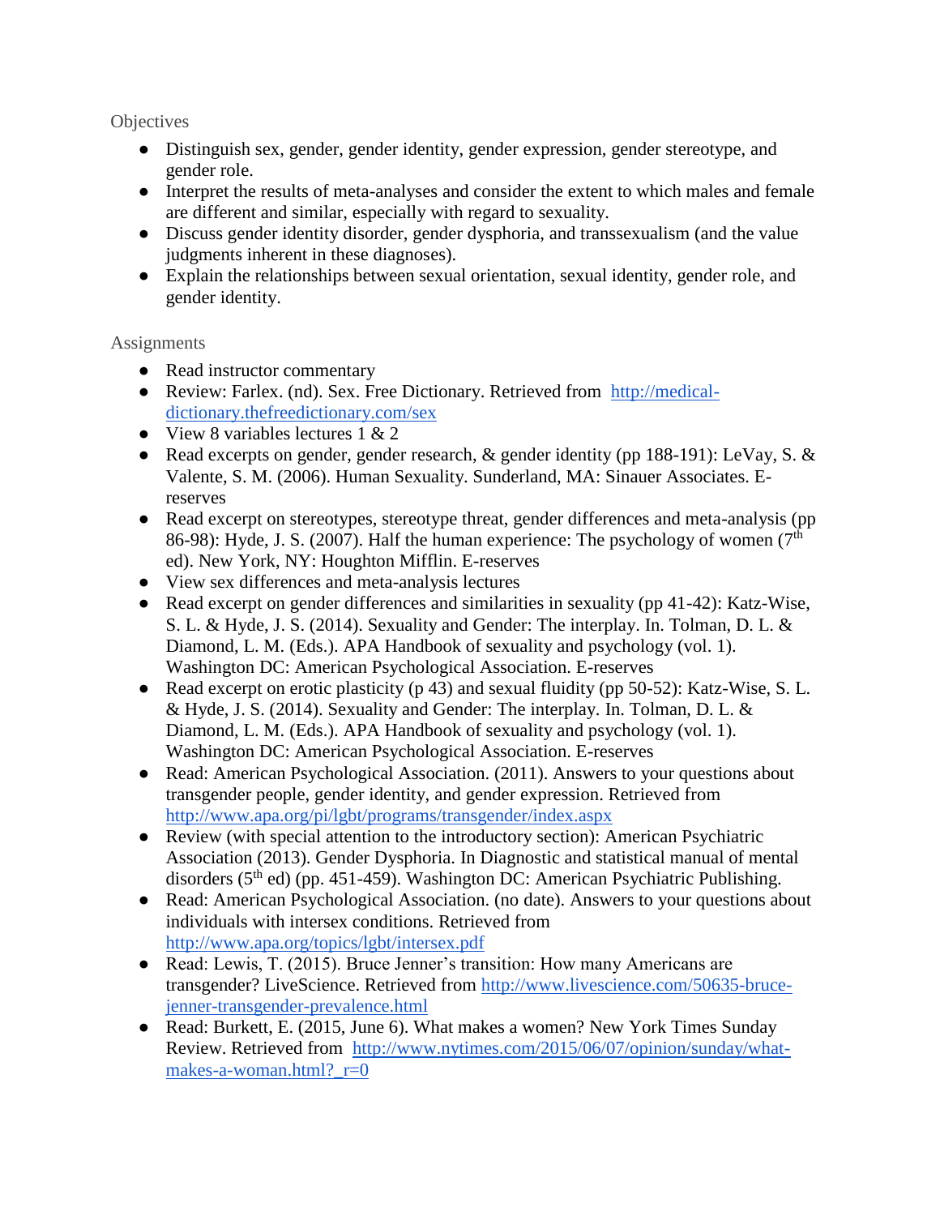### Objectives

- Distinguish sex, gender, gender identity, gender expression, gender stereotype, and gender role.
- Interpret the results of meta-analyses and consider the extent to which males and female are different and similar, especially with regard to sexuality.
- Discuss gender identity disorder, gender dysphoria, and transsexualism (and the value judgments inherent in these diagnoses).
- Explain the relationships between sexual orientation, sexual identity, gender role, and gender identity.

### Assignments

- Read instructor commentary
- Review: Farlex. (nd). Sex. Free Dictionary. Retrieved from [http://medical-dictionary.thefreedictionary.com/sex](http://medical-dictionary.thefreedictionary.com/sex)
- View 8 variables lectures 1 & 2
- Read excerpts on gender, gender research, & gender identity (pp 188-191): LeVay, S. & Valente, S. M. (2006). Human Sexuality. Sunderland, MA: Sinauer Associates. E-reserves
- Read excerpt on stereotypes, stereotype threat, gender differences and meta-analysis (pp 86-98): Hyde, J. S. (2007). Half the human experience: The psychology of women (7th ed). New York, NY: Houghton Mifflin. E-reserves
- View sex differences and meta-analysis lectures
- Read excerpt on gender differences and similarities in sexuality (pp 41-42): Katz-Wise, S. L. & Hyde, J. S. (2014). Sexuality and Gender: The interplay. In. Tolman, D. L. & Diamond, L. M. (Eds.). APA Handbook of sexuality and psychology (vol. 1). Washington DC: American Psychological Association. E-reserves
- Read excerpt on erotic plasticity (p 43) and sexual fluidity (pp 50-52): Katz-Wise, S. L. & Hyde, J. S. (2014). Sexuality and Gender: The interplay. In. Tolman, D. L. & Diamond, L. M. (Eds.). APA Handbook of sexuality and psychology (vol. 1). Washington DC: American Psychological Association. E-reserves
- Read: American Psychological Association. (2011). Answers to your questions about transgender people, gender identity, and gender expression. Retrieved from [http://www.apa.org/pi/lgbt/programs/transgender/index.aspx](http://www.apa.org/pi/lgbt/programs/transgender/index.aspx)
- Review (with special attention to the introductory section): American Psychiatric Association (2013). Gender Dysphoria. In Diagnostic and statistical manual of mental disorders (5th ed) (pp. 451-459). Washington DC: American Psychiatric Publishing.
- Read: American Psychological Association. (no date). Answers to your questions about individuals with intersex conditions. Retrieved from [http://www.apa.org/topics/lgbt/intersex.pdf](http://www.apa.org/topics/lgbt/intersex.pdf)
- Read: Lewis, T. (2015). Bruce Jenner's transition: How many Americans are transgender? LiveScience. Retrieved from [http://www.livescience.com/50635-bruce-jenner-transgender-prevalence.html](http://www.livescience.com/50635-bruce-jenner-transgender-prevalence.html)
- Read: Burkett, E. (2015, June 6). What makes a women? New York Times Sunday Review. Retrieved from [http://www.nytimes.com/2015/06/07/opinion/sunday/what-makes-a-woman.html?_r=0](http://www.nytimes.com/2015/06/07/opinion/sunday/what-makes-a-woman.html?_r=0)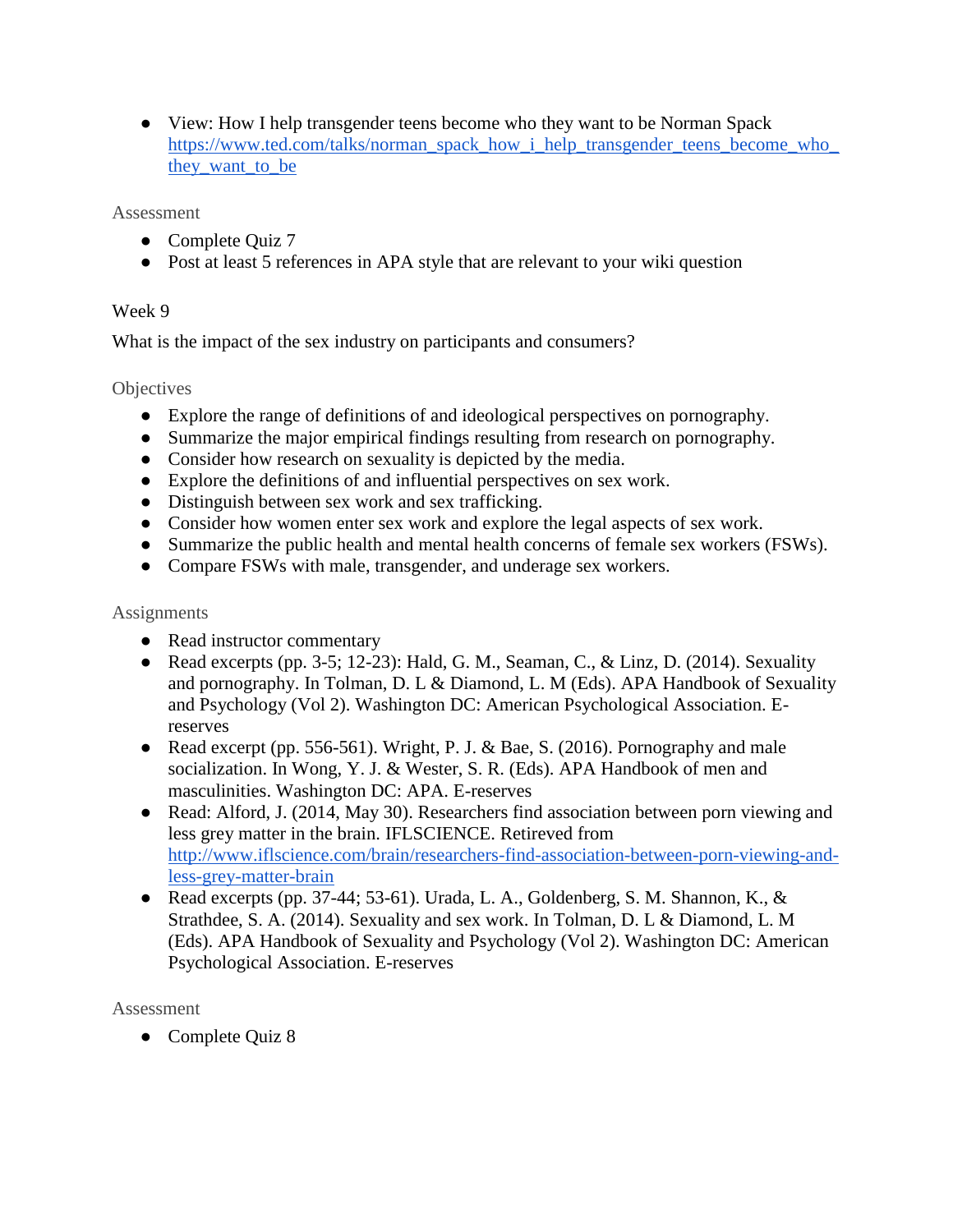- View: How I help transgender teens become who they want to be Norman Spack https://www.ted.com/talks/norman_spack_how_i_help_transgender_teens_become_who_they_want_to_be

### Assessment

- Complete Quiz 7
- Post at least 5 references in APA style that are relevant to your wiki question

## Week 9

What is the impact of the sex industry on participants and consumers?

### Objectives

- Explore the range of definitions of and ideological perspectives on pornography.
- Summarize the major empirical findings resulting from research on pornography.
- Consider how research on sexuality is depicted by the media.
- Explore the definitions of and influential perspectives on sex work.
- Distinguish between sex work and sex trafficking.
- Consider how women enter sex work and explore the legal aspects of sex work.
- Summarize the public health and mental health concerns of female sex workers (FSWs).
- Compare FSWs with male, transgender, and underage sex workers.

### Assignments

- Read instructor commentary
- Read excerpts (pp. 3-5; 12-23): Hald, G. M., Seaman, C., & Linz, D. (2014). Sexuality and pornography. In Tolman, D. L & Diamond, L. M (Eds). APA Handbook of Sexuality and Psychology (Vol 2). Washington DC: American Psychological Association. E-reserves
- Read excerpt (pp. 556-561). Wright, P. J. & Bae, S. (2016). Pornography and male socialization. In Wong, Y. J. & Wester, S. R. (Eds). APA Handbook of men and masculinities. Washington DC: APA. E-reserves
- Read: Alford, J. (2014, May 30). Researchers find association between porn viewing and less grey matter in the brain. IFLSCIENCE. Retrieved from http://www.iflscience.com/brain/researchers-find-association-between-porn-viewing-and-less-grey-matter-brain
- Read excerpts (pp. 37-44; 53-61). Urada, L. A., Goldenberg, S. M. Shannon, K., & Strathdee, S. A. (2014). Sexuality and sex work. In Tolman, D. L & Diamond, L. M (Eds). APA Handbook of Sexuality and Psychology (Vol 2). Washington DC: American Psychological Association. E-reserves

### Assessment

- Complete Quiz 8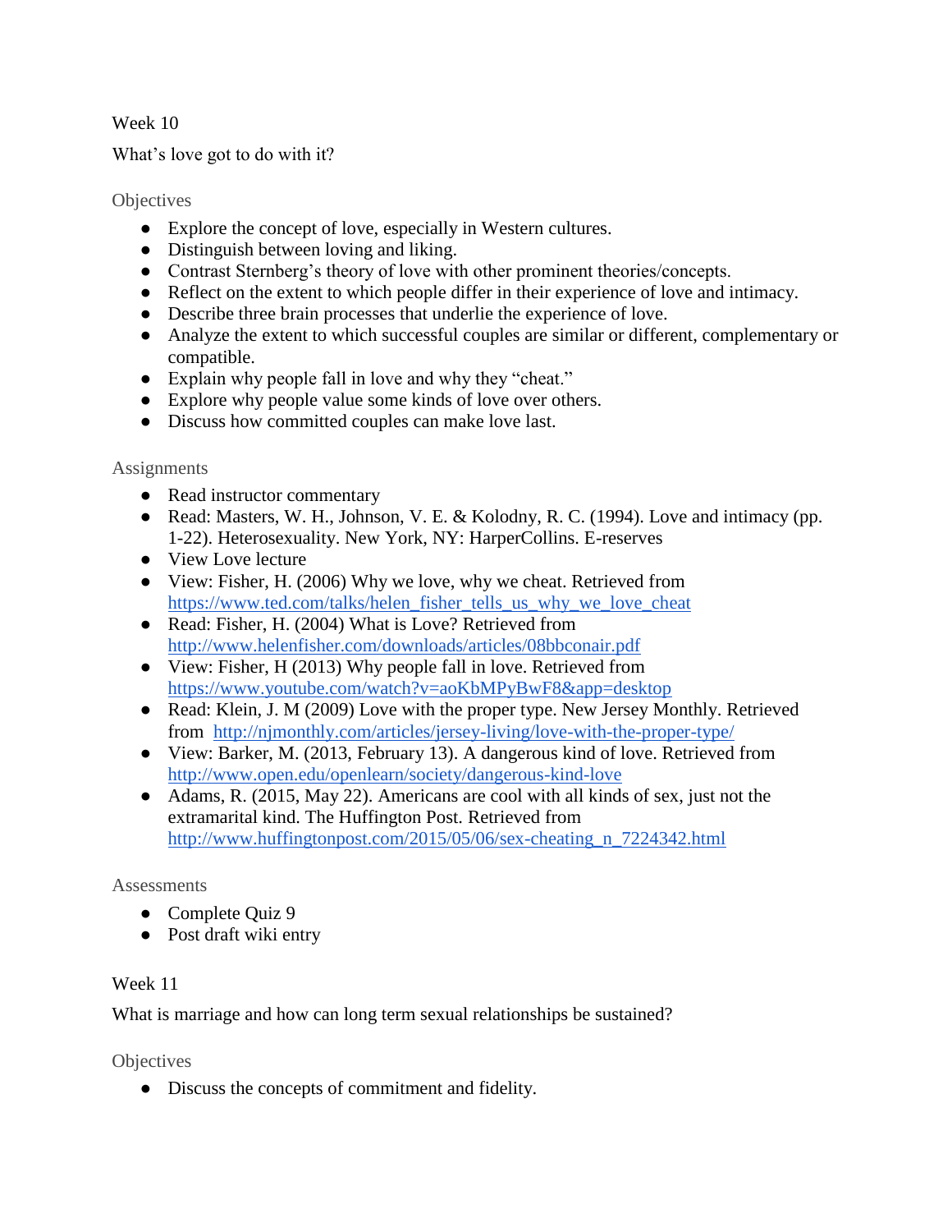Week 10

What's love got to do with it?

### Objectives

- Explore the concept of love, especially in Western cultures.
- Distinguish between loving and liking.
- Contrast Sternberg's theory of love with other prominent theories/concepts.
- Reflect on the extent to which people differ in their experience of love and intimacy.
- Describe three brain processes that underlie the experience of love.
- Analyze the extent to which successful couples are similar or different, complementary or compatible.
- Explain why people fall in love and why they "cheat."
- Explore why people value some kinds of love over others.
- Discuss how committed couples can make love last.

### Assignments

- Read instructor commentary
- Read: Masters, W. H., Johnson, V. E. & Kolodny, R. C. (1994). Love and intimacy (pp. 1-22). Heterosexuality. New York, NY: HarperCollins. E-reserves
- View Love lecture
- View: Fisher, H. (2006) Why we love, why we cheat. Retrieved from https://www.ted.com/talks/helen_fisher_tells_us_why_we_love_cheat
- Read: Fisher, H. (2004) What is Love? Retrieved from http://www.helenfisher.com/downloads/articles/08bbconair.pdf
- View: Fisher, H (2013) Why people fall in love. Retrieved from https://www.youtube.com/watch?v=aoKbMPyBwF8&app=desktop
- Read: Klein, J. M (2009) Love with the proper type. New Jersey Monthly. Retrieved from http://njmonthly.com/articles/jersey-living/love-with-the-proper-type/
- View: Barker, M. (2013, February 13). A dangerous kind of love. Retrieved from http://www.open.edu/openlearn/society/dangerous-kind-love
- Adams, R. (2015, May 22). Americans are cool with all kinds of sex, just not the extramarital kind. The Huffington Post. Retrieved from http://www.huffingtonpost.com/2015/05/06/sex-cheating_n_7224342.html

### Assessments

- Complete Quiz 9
- Post draft wiki entry

Week 11

What is marriage and how can long term sexual relationships be sustained?

### Objectives

- Discuss the concepts of commitment and fidelity.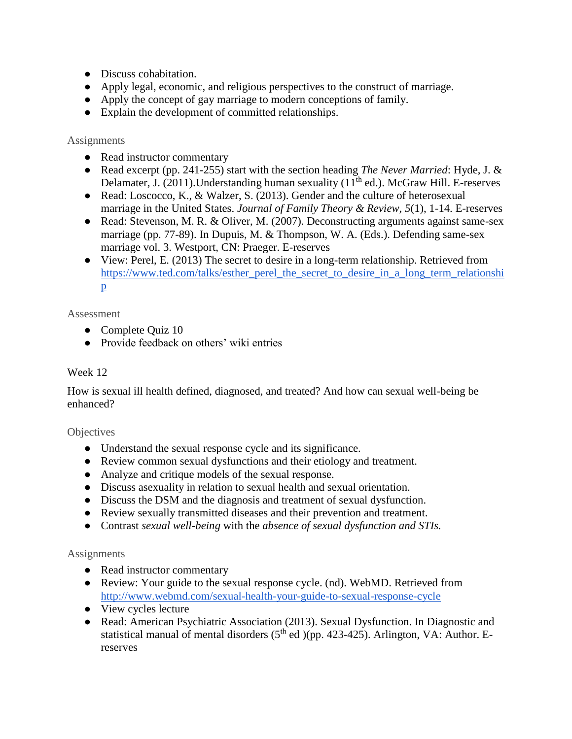- Discuss cohabitation.
- Apply legal, economic, and religious perspectives to the construct of marriage.
- Apply the concept of gay marriage to modern conceptions of family.
- Explain the development of committed relationships.

### Assignments

- Read instructor commentary
- Read excerpt (pp. 241-255) start with the section heading *The Never Married*: Hyde, J. & Delamater, J. (2011).Understanding human sexuality (11th ed.). McGraw Hill. E-reserves
- Read: Loscocco, K., & Walzer, S. (2013). Gender and the culture of heterosexual marriage in the United States. *Journal of Family Theory & Review, 5*(1), 1-14. E-reserves
- Read: Stevenson, M. R. & Oliver, M. (2007). Deconstructing arguments against same-sex marriage (pp. 77-89). In Dupuis, M. & Thompson, W. A. (Eds.). Defending same-sex marriage vol. 3. Westport, CN: Praeger. E-reserves
- View: Perel, E. (2013) The secret to desire in a long-term relationship. Retrieved from [https://www.ted.com/talks/esther_perel_the_secret_to_desire_in_a_long_term_relationship](https://www.ted.com/talks/esther_perel_the_secret_to_desire_in_a_long_term_relationship)

### Assessment

- Complete Quiz 10
- Provide feedback on others' wiki entries

## Week 12

How is sexual ill health defined, diagnosed, and treated? And how can sexual well-being be enhanced?

### Objectives

- Understand the sexual response cycle and its significance.
- Review common sexual dysfunctions and their etiology and treatment.
- Analyze and critique models of the sexual response.
- Discuss asexuality in relation to sexual health and sexual orientation.
- Discuss the DSM and the diagnosis and treatment of sexual dysfunction.
- Review sexually transmitted diseases and their prevention and treatment.
- Contrast *sexual well-being* with the *absence of sexual dysfunction and STIs.*

### Assignments

- Read instructor commentary
- Review: Your guide to the sexual response cycle. (nd). WebMD. Retrieved from [http://www.webmd.com/sexual-health-your-guide-to-sexual-response-cycle](http://www.webmd.com/sexual-health-your-guide-to-sexual-response-cycle)
- View cycles lecture
- Read: American Psychiatric Association (2013). Sexual Dysfunction. In Diagnostic and statistical manual of mental disorders (5th ed )(pp. 423-425). Arlington, VA: Author. E-reserves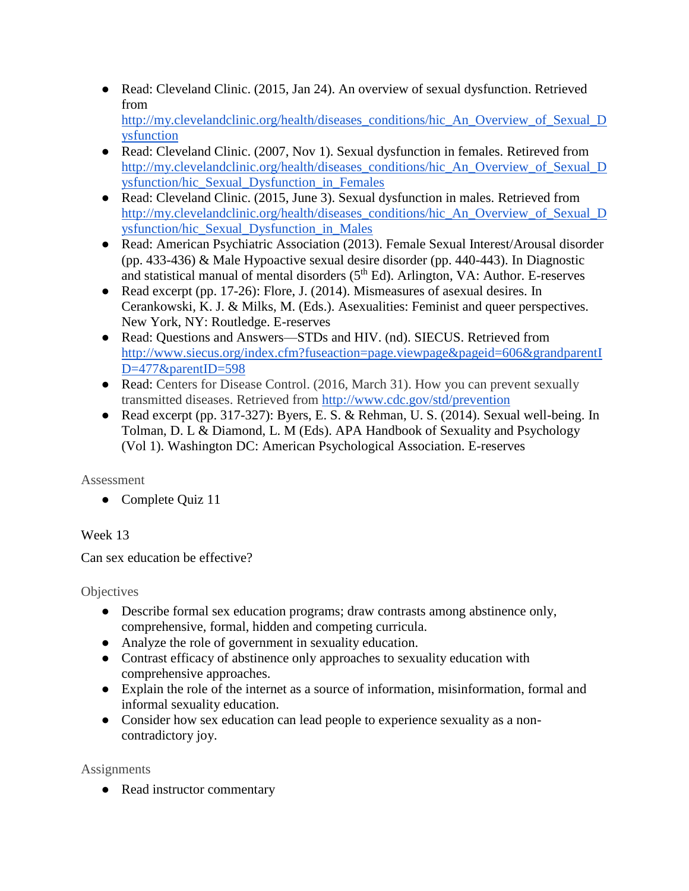- Read: Cleveland Clinic. (2015, Jan 24). An overview of sexual dysfunction. Retrieved from http://my.clevelandclinic.org/health/diseases_conditions/hic_An_Overview_of_Sexual_Dysfunction
- Read: Cleveland Clinic. (2007, Nov 1). Sexual dysfunction in females. Retireved from http://my.clevelandclinic.org/health/diseases_conditions/hic_An_Overview_of_Sexual_Dysfunction/hic_Sexual_Dysfunction_in_Females
- Read: Cleveland Clinic. (2015, June 3). Sexual dysfunction in males. Retrieved from http://my.clevelandclinic.org/health/diseases_conditions/hic_An_Overview_of_Sexual_Dysfunction/hic_Sexual_Dysfunction_in_Males
- Read: American Psychiatric Association (2013). Female Sexual Interest/Arousal disorder (pp. 433-436) & Male Hypoactive sexual desire disorder (pp. 440-443). In Diagnostic and statistical manual of mental disorders (5th Ed). Arlington, VA: Author. E-reserves
- Read excerpt (pp. 17-26): Flore, J. (2014). Mismeasures of asexual desires. In Cerankowski, K. J. & Milks, M. (Eds.). Asexualities: Feminist and queer perspectives. New York, NY: Routledge. E-reserves
- Read: Questions and Answers—STDs and HIV. (nd). SIECUS. Retrieved from http://www.siecus.org/index.cfm?fuseaction=page.viewpage&pageid=606&grandparentID=477&parentID=598
- Read: Centers for Disease Control. (2016, March 31). How you can prevent sexually transmitted diseases. Retrieved from http://www.cdc.gov/std/prevention
- Read excerpt (pp. 317-327): Byers, E. S. & Rehman, U. S. (2014). Sexual well-being. In Tolman, D. L & Diamond, L. M (Eds). APA Handbook of Sexuality and Psychology (Vol 1). Washington DC: American Psychological Association. E-reserves

Assessment

- Complete Quiz 11

Week 13

Can sex education be effective?

Objectives

- Describe formal sex education programs; draw contrasts among abstinence only, comprehensive, formal, hidden and competing curricula.
- Analyze the role of government in sexuality education.
- Contrast efficacy of abstinence only approaches to sexuality education with comprehensive approaches.
- Explain the role of the internet as a source of information, misinformation, formal and informal sexuality education.
- Consider how sex education can lead people to experience sexuality as a non-contradictory joy.

Assignments

- Read instructor commentary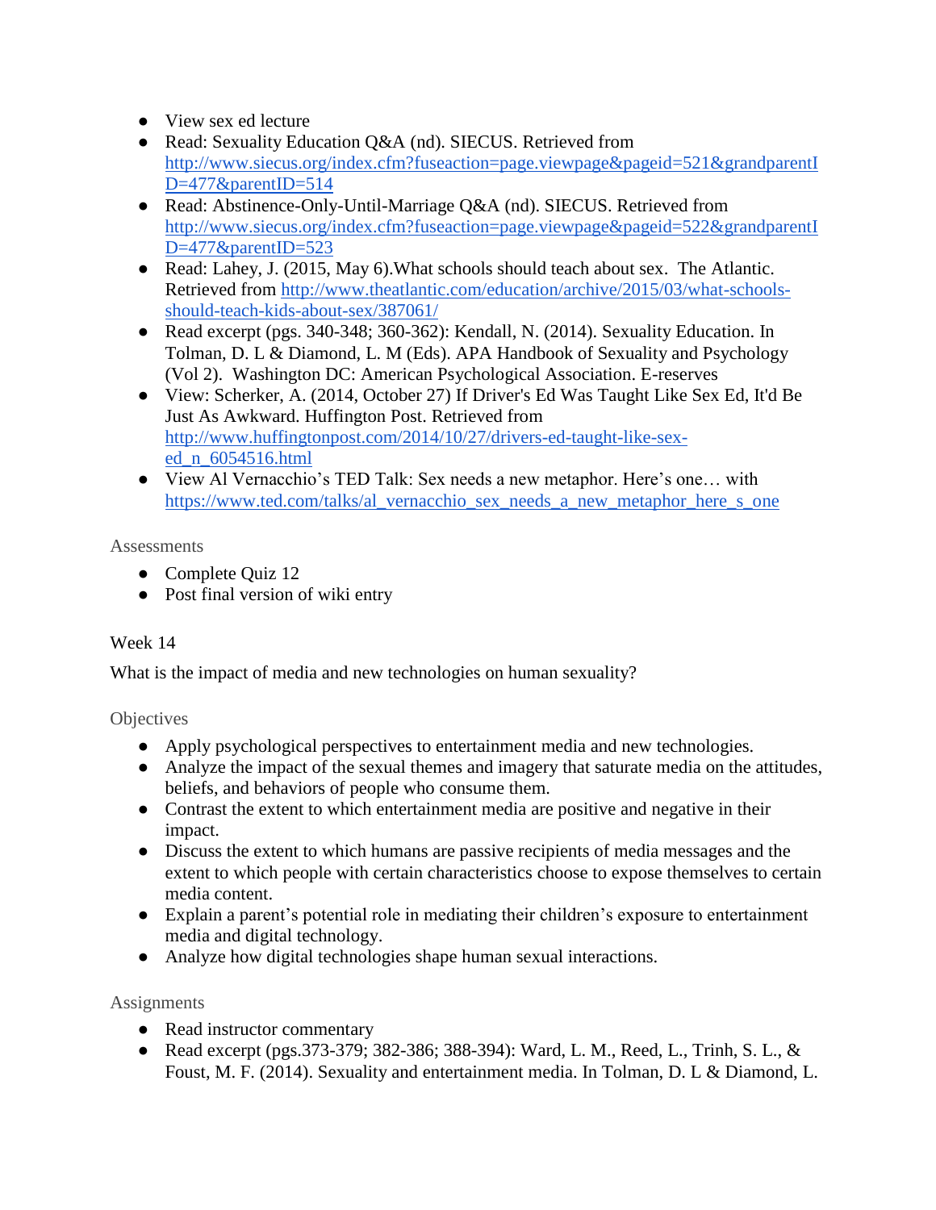- View sex ed lecture
- Read: Sexuality Education Q&A (nd). SIECUS. Retrieved from http://www.siecus.org/index.cfm?fuseaction=page.viewpage&pageid=521&grandparentID=477&parentID=514
- Read: Abstinence-Only-Until-Marriage Q&A (nd). SIECUS. Retrieved from http://www.siecus.org/index.cfm?fuseaction=page.viewpage&pageid=522&grandparentID=477&parentID=523
- Read: Lahey, J. (2015, May 6).What schools should teach about sex. The Atlantic. Retrieved from http://www.theatlantic.com/education/archive/2015/03/what-schools-should-teach-kids-about-sex/387061/
- Read excerpt (pgs. 340-348; 360-362): Kendall, N. (2014). Sexuality Education. In Tolman, D. L & Diamond, L. M (Eds). APA Handbook of Sexuality and Psychology (Vol 2). Washington DC: American Psychological Association. E-reserves
- View: Scherker, A. (2014, October 27) If Driver's Ed Was Taught Like Sex Ed, It'd Be Just As Awkward. Huffington Post. Retrieved from http://www.huffingtonpost.com/2014/10/27/drivers-ed-taught-like-sex-ed_n_6054516.html
- View Al Vernacchio's TED Talk: Sex needs a new metaphor. Here's one… with https://www.ted.com/talks/al_vernacchio_sex_needs_a_new_metaphor_here_s_one

Assessments

- Complete Quiz 12
- Post final version of wiki entry

Week 14

What is the impact of media and new technologies on human sexuality?

Objectives

- Apply psychological perspectives to entertainment media and new technologies.
- Analyze the impact of the sexual themes and imagery that saturate media on the attitudes, beliefs, and behaviors of people who consume them.
- Contrast the extent to which entertainment media are positive and negative in their impact.
- Discuss the extent to which humans are passive recipients of media messages and the extent to which people with certain characteristics choose to expose themselves to certain media content.
- Explain a parent's potential role in mediating their children's exposure to entertainment media and digital technology.
- Analyze how digital technologies shape human sexual interactions.

Assignments

- Read instructor commentary
- Read excerpt (pgs.373-379; 382-386; 388-394): Ward, L. M., Reed, L., Trinh, S. L., & Foust, M. F. (2014). Sexuality and entertainment media. In Tolman, D. L & Diamond, L.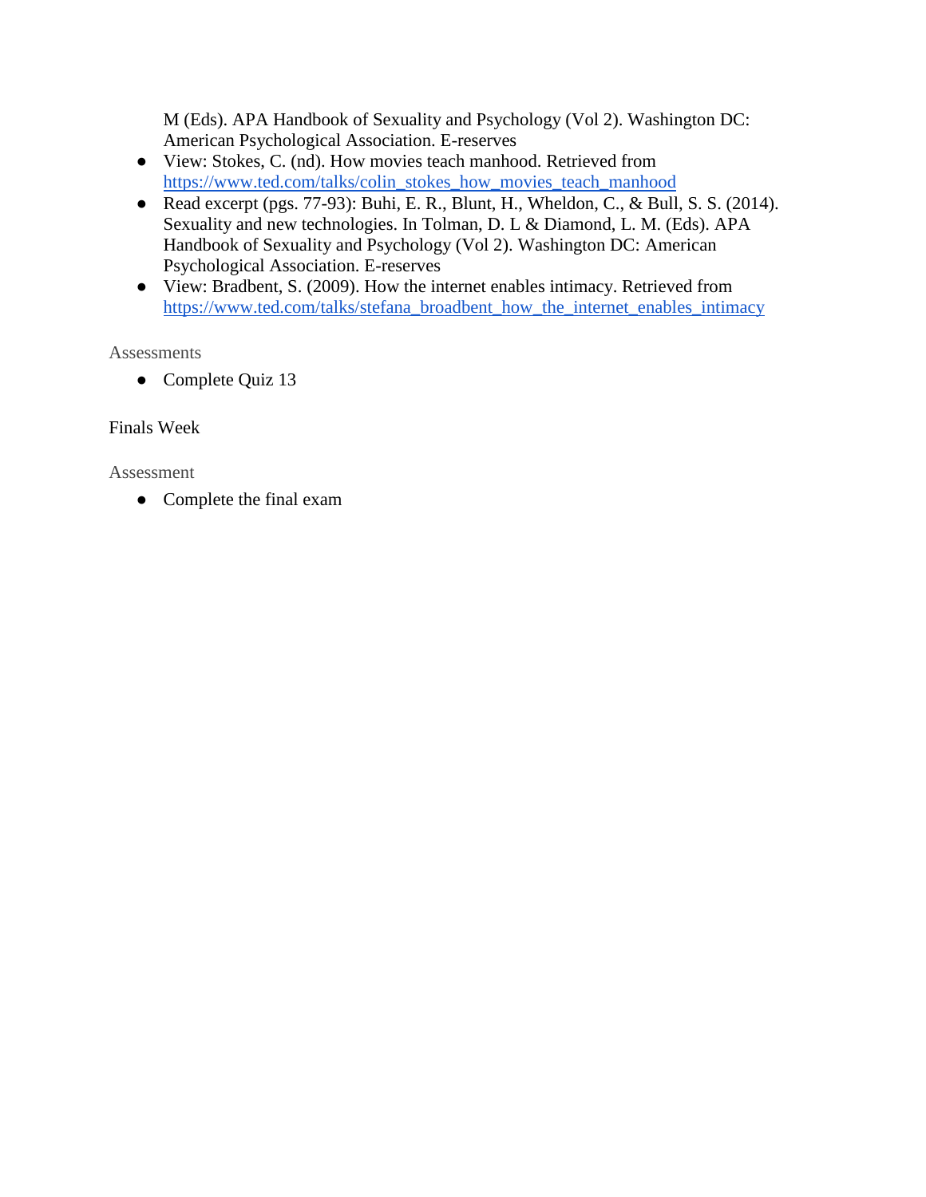M (Eds). APA Handbook of Sexuality and Psychology (Vol 2). Washington DC: American Psychological Association. E-reserves

- View: Stokes, C. (nd). How movies teach manhood. Retrieved from https://www.ted.com/talks/colin_stokes_how_movies_teach_manhood
- Read excerpt (pgs. 77-93): Buhi, E. R., Blunt, H., Wheldon, C., & Bull, S. S. (2014). Sexuality and new technologies. In Tolman, D. L & Diamond, L. M. (Eds). APA Handbook of Sexuality and Psychology (Vol 2). Washington DC: American Psychological Association. E-reserves
- View: Bradbent, S. (2009). How the internet enables intimacy. Retrieved from https://www.ted.com/talks/stefana_broadbent_how_the_internet_enables_intimacy

### Assessments

- Complete Quiz 13

## Finals Week

### Assessment

- Complete the final exam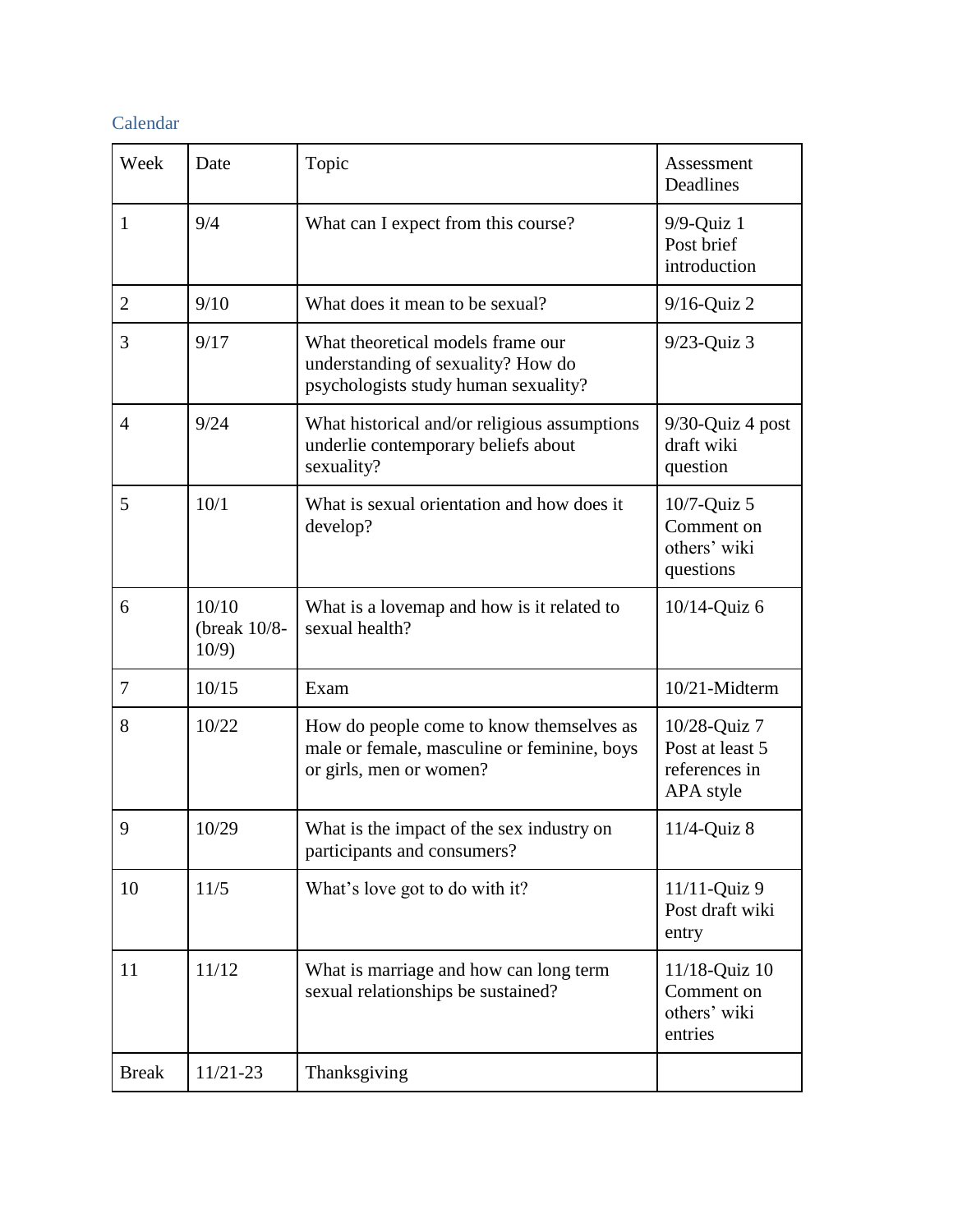## Calendar

| Week | Date | Topic | Assessment Deadlines |
|---|---|---|---|
| 1 | 9/4 | What can I expect from this course? | 9/9-Quiz 1 Post brief introduction |
| 2 | 9/10 | What does it mean to be sexual? | 9/16-Quiz 2 |
| 3 | 9/17 | What theoretical models frame our understanding of sexuality? How do psychologists study human sexuality? | 9/23-Quiz 3 |
| 4 | 9/24 | What historical and/or religious assumptions underlie contemporary beliefs about sexuality? | 9/30-Quiz 4 post draft wiki question |
| 5 | 10/1 | What is sexual orientation and how does it develop? | 10/7-Quiz 5 Comment on others' wiki questions |
| 6 | 10/10 (break 10/8-10/9) | What is a lovemap and how is it related to sexual health? | 10/14-Quiz 6 |
| 7 | 10/15 | Exam | 10/21-Midterm |
| 8 | 10/22 | How do people come to know themselves as male or female, masculine or feminine, boys or girls, men or women? | 10/28-Quiz 7 Post at least 5 references in APA style |
| 9 | 10/29 | What is the impact of the sex industry on participants and consumers? | 11/4-Quiz 8 |
| 10 | 11/5 | What's love got to do with it? | 11/11-Quiz 9 Post draft wiki entry |
| 11 | 11/12 | What is marriage and how can long term sexual relationships be sustained? | 11/18-Quiz 10 Comment on others' wiki entries |
| Break | 11/21-23 | Thanksgiving | |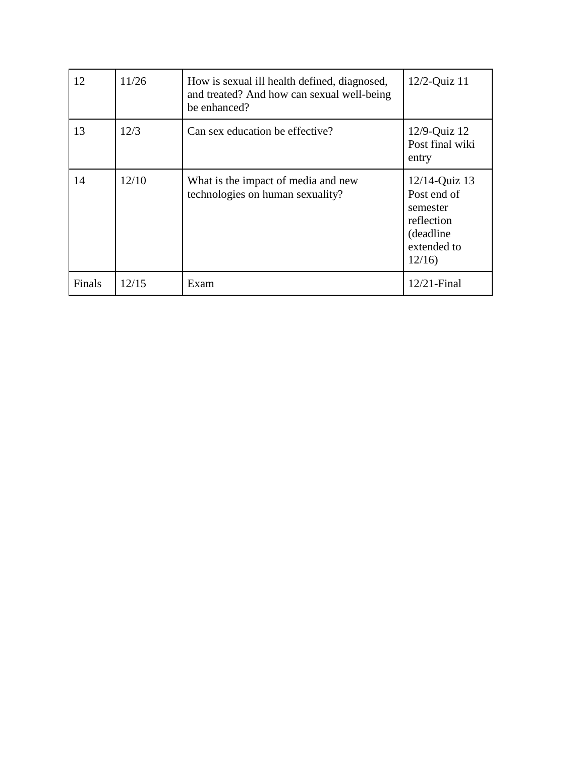| | | | |
|---|---|---|---|
| 12 | 11/26 | How is sexual ill health defined, diagnosed, and treated? And how can sexual well-being be enhanced? | 12/2-Quiz 11 |
| 13 | 12/3 | Can sex education be effective? | 12/9-Quiz 12 Post final wiki entry |
| 14 | 12/10 | What is the impact of media and new technologies on human sexuality? | 12/14-Quiz 13 Post end of semester reflection (deadline extended to 12/16) |
| Finals | 12/15 | Exam | 12/21-Final |